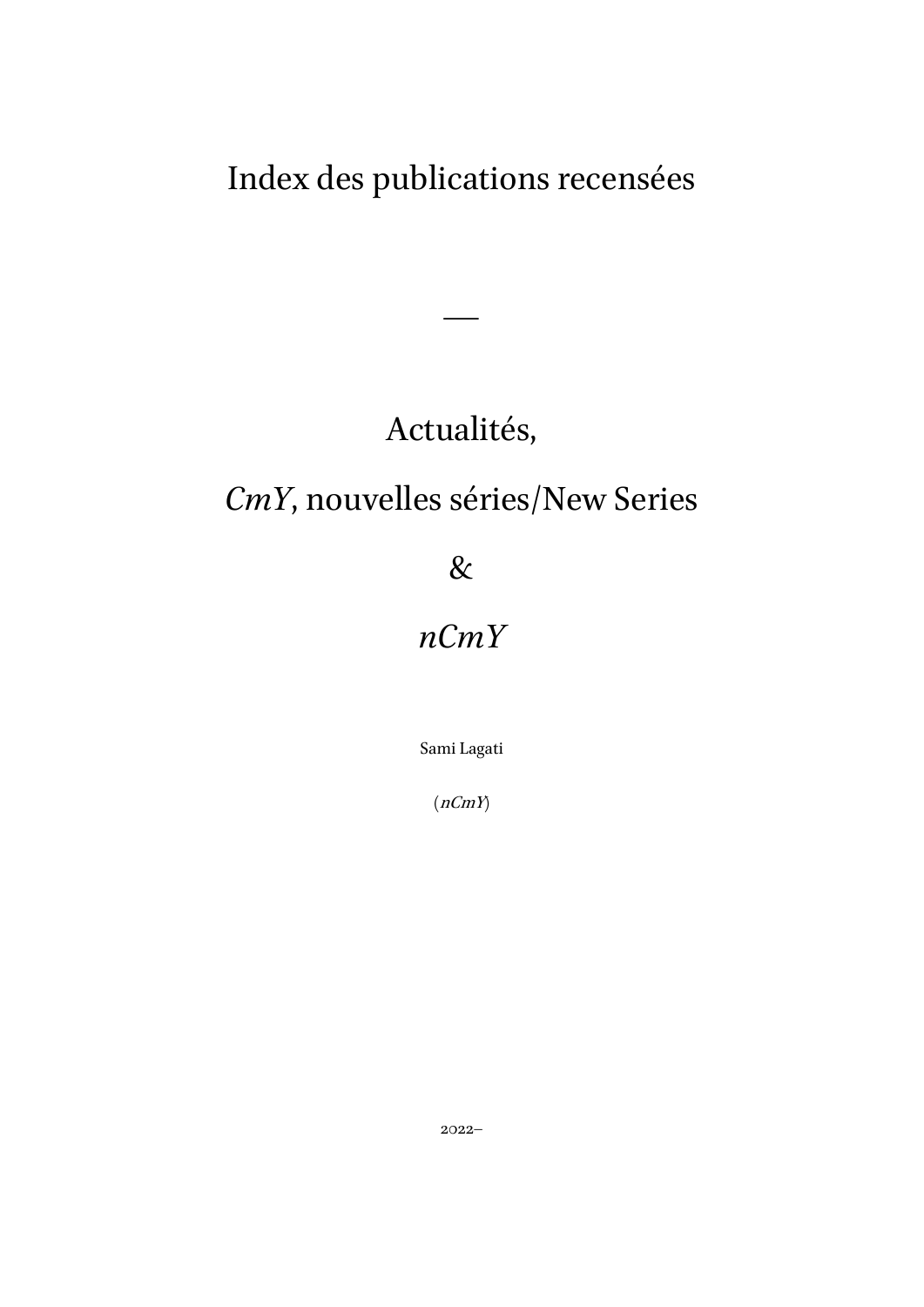# Index des publications recensées

—

# Actualités,

# *CmY*, nouvelles séries/New Series

# &

# *nCmY*

Sami Lagati

(*nCmY*)

2022–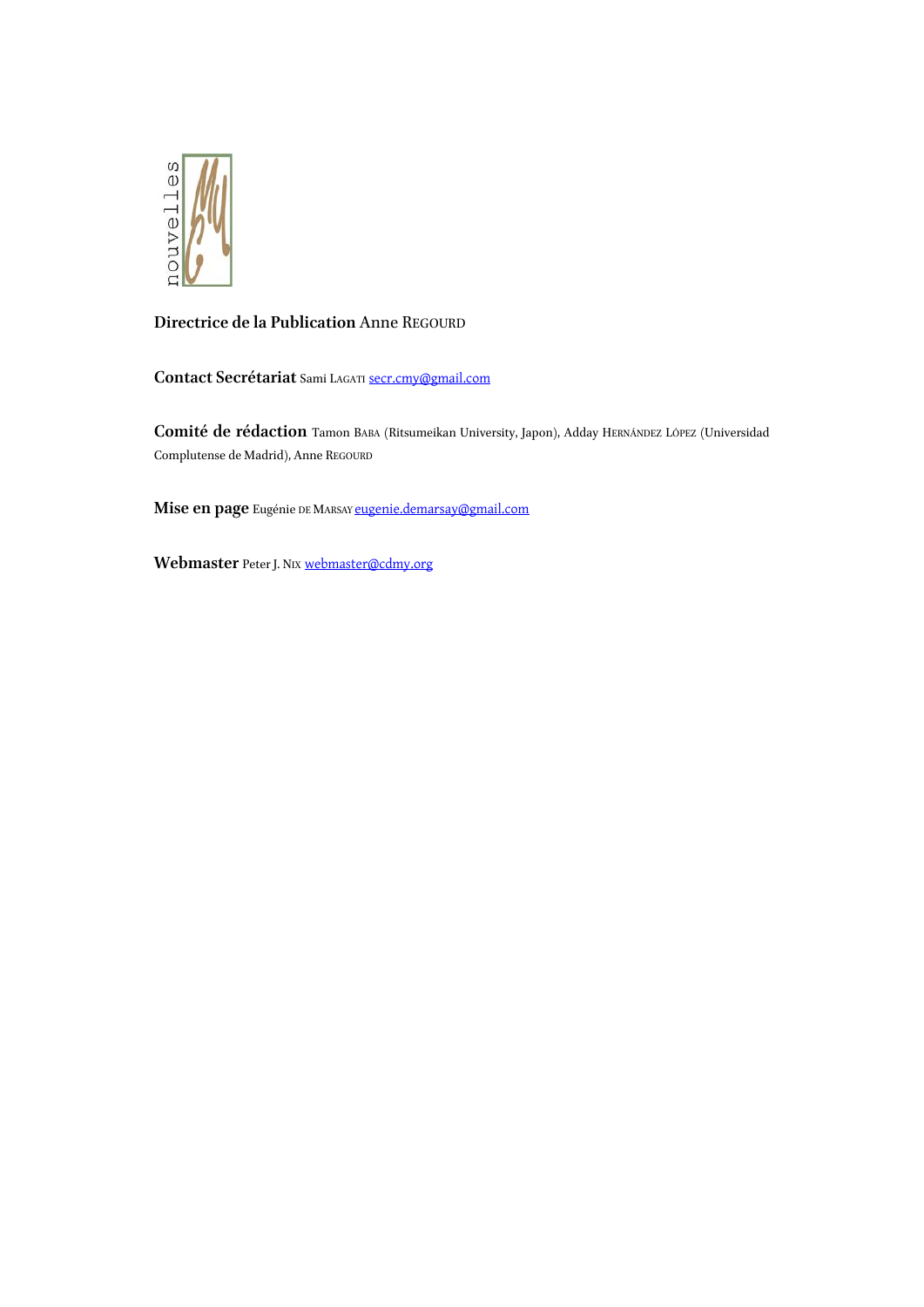nouvelles

**Directrice de la Publication** Anne REGOURD

**Contact Secrétariat** Sami LAGATI secr.cmy@gmail.com

**Comité de rédaction** Tamon BABA (Ritsumeikan University, Japon), Adday HERNÁNDEZ LÓPEZ (Universidad Complutense de Madrid), Anne REGOURD

**Mise en page** Eugénie DE MARSAY eugenie.demarsay@gmail.com

**Webmaster** Peter J. NIX webmaster@cdmy.org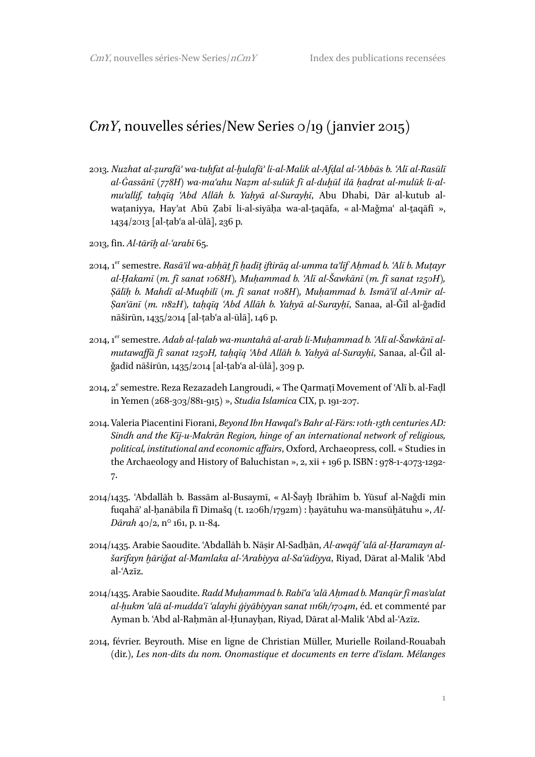# *CmY*, nouvelles séries/New Series 0/19 (janvier 2015)

2013. *Nuzhat al-ẓurafāʾ wa-tuḥfat al-ḫulafāʾ li-al-Malik al-Afḍal al-ʿAbbās b. ʿAlī al-Rasūlī al-Ġassānī (778H) wa-maʿahu Naẓm al-sulūk fī al-duḫūl ilā ḥaḍrat al-mulūk li-al-muʾallif, taḥqīq ʿAbd Allāh b. Yaḥyā al-Surayḥī*, Abu Dhabi, Dār al-kutub al-waṭaniyya, Hayʾat Abū Ẓabī li-al-siyāḥa wa-al-ṯaqāfa, « al-Maǧmaʿ al-ṯaqāfī », 1434/2013 [al-ṭabʿa al-ūlā], 236 p.

2013, fin. *Al-tārīḫ al-ʿarabī* 65.

2014, 1[er] semestre. *Rasāʾil wa-abḥāṯ fī ḥadīṯ iftirāq al-umma taʾlīf Aḥmad b. ʿAlī b. Muṭayr al-Ḥakamī (m. fī sanat 1068H), Muḥammad b. ʿAlī al-Šawkānī (m. fī sanat 1250H), Ṣāliḥ b. Mahdī al-Muqbilī (m. fī sanat 1108H), Muḥammad b. Ismāʿīl al-Amīr al-Ṣanʿānī (m. 1182H), taḥqīq ʿAbd Allāh b. Yaḥyā al-Surayḥī*, Sanaa, al-Ǧīl al-ǧadīd nāširūn, 1435/2014 [al-ṭabʿa al-ūlā], 146 p.

2014, 1[er] semestre. *Adab al-ṭalab wa-muntahā al-arab li-Muḥammad b. ʿAlī al-Šawkānī al-mutawaffā fī sanat 1250H, taḥqīq ʿAbd Allāh b. Yaḥyā al-Surayḥī*, Sanaa, al-Ǧīl al-ǧadīd nāširūn, 1435/2014 [al-ṭabʿa al-ūlā], 309 p.

2014, 2[e] semestre. Reza Rezazadeh Langroudi, « The Qarmaṭī Movement of ʿAlī b. al-Faḍl in Yemen (268-303/881-915) », *Studia Islamica* CIX, p. 191-207.

2014. Valeria Piacentini Fiorani, *Beyond Ibn Hawqal's Bahr al-Fārs: 10th-13th centuries AD: Sindh and the Kīj-u-Makrān Region, hinge of an international network of religious, political, institutional and economic affairs*, Oxford, Archaeopress, coll. « Studies in the Archaeology and History of Baluchistan », 2, xii + 196 p. ISBN : 978-1-4073-1292-7.

2014/1435. ʿAbdallāh b. Bassām al-Busaymī, « Al-Šayḫ Ibrāhīm b. Yūsuf al-Naǧdī min fuqahāʾ al-ḥanābila fī Dimašq (t. 1206h/1792m) : ḥayātuhu wa-mansūḫātuhu », *Al-Dārah* 40/2, n° 161, p. 11-84.

2014/1435. Arabie Saoudite. ʿAbdallāh b. Nāṣir Al-Sadḥān, *Al-awqāf ʿalā al-Ḥaramayn al-šarīfayn ḫāriǧat al-Mamlaka al-ʿArabiyya al-Saʿūdiyya*, Riyad, Dārat al-Malik ʿAbd al-ʿAzīz.

2014/1435. Arabie Saoudite. *Radd Muḥammad b. Rabīʿa ʿalā Aḥmad b. Manqūr fī masʾalat al-ḥukm ʿalā al-muddaʿī ʿalayhi ġiyābiyyan sanat 1116h/1704m*, éd. et commenté par Ayman b. ʿAbd al-Raḥmān al-Ḥunayḥan, Riyad, Dārat al-Malik ʿAbd al-ʿAzīz.

2014, février. Beyrouth. Mise en ligne de Christian Müller, Murielle Roiland-Rouabah (dir.), *Les non-dits du nom. Onomastique et documents en terre d'islam. Mélanges*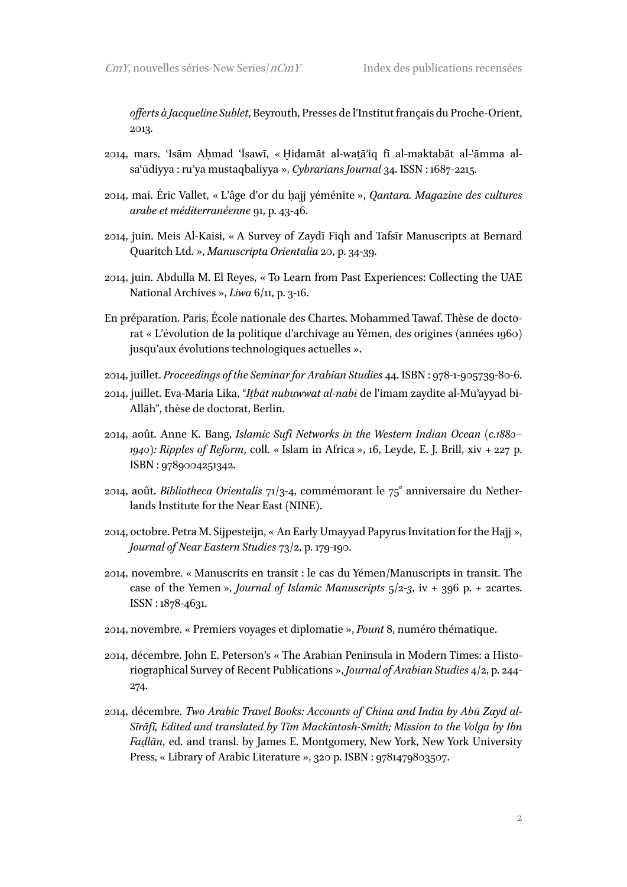*offerts à Jacqueline Sublet*, Beyrouth, Presses de l'Institut français du Proche-Orient, 2013.

2014, mars. ʿIsām Aḥmad ʿĪsawī, « Ḫidamāt al-waṯāʾiq fī al-maktabāt al-ʿāmma al-saʿūdiyya : ruʾya mustaqbaliyya », *Cybrarians Journal* 34. ISSN : 1687-2215.

2014, mai. Éric Vallet, « L'âge d'or du ḥajj yéménite », *Qantara. Magazine des cultures arabe et méditerranéenne* 91, p. 43-46.

2014, juin. Meis Al-Kaisi, « A Survey of Zaydī Fiqh and Tafsīr Manuscripts at Bernard Quaritch Ltd. », *Manuscripta Orientalia* 20, p. 34-39.

2014, juin. Abdulla M. El Reyes, « To Learn from Past Experiences: Collecting the UAE National Archives », *Liwa* 6/11, p. 3-16.

En préparation. Paris, École nationale des Chartes. Mohammed Tawaf. Thèse de doctorat « L'évolution de la politique d'archivage au Yémen, des origines (années 1960) jusqu'aux évolutions technologiques actuelles ».

2014, juillet. *Proceedings of the Seminar for Arabian Studies* 44. ISBN : 978-1-905739-80-6.

2014, juillet. Eva-Maria Lika, "*Iṯbāt nubuwwat al-nabī* de l'imam zaydite al-Muʾayyad bi-Allāh", thèse de doctorat, Berlin.

2014, août. Anne K. Bang, *Islamic Sufi Networks in the Western Indian Ocean (c.1880–1940): Ripples of Reform*, coll. « Islam in Africa », 16, Leyde, E. J. Brill, xiv + 227 p. ISBN : 9789004251342.

2014, août. *Bibliotheca Orientalis* 71/3-4, commémorant le 75ᵉ anniversaire du Netherlands Institute for the Near East (NINE).

2014, octobre. Petra M. Sijpesteijn, « An Early Umayyad Papyrus Invitation for the Hajj », *Journal of Near Eastern Studies* 73/2, p. 179-190.

2014, novembre. « Manuscrits en transit : le cas du Yémen/Manuscripts in transit. The case of the Yemen », *Journal of Islamic Manuscripts* 5/2-3, iv + 396 p. + 2cartes. ISSN : 1878-4631.

2014, novembre. « Premiers voyages et diplomatie », *Pount* 8, numéro thématique.

2014, décembre. John E. Peterson's « The Arabian Peninsula in Modern Times: a Historiographical Survey of Recent Publications », *Journal of Arabian Studies* 4/2, p. 244-274.

2014, décembre. *Two Arabic Travel Books: Accounts of China and India by Abū Zayd al-Sīrāfī, Edited and translated by Tim Mackintosh-Smith; Mission to the Volga by Ibn Faḍlān*, ed. and transl. by James E. Montgomery, New York, New York University Press, « Library of Arabic Literature », 320 p. ISBN : 9781479803507.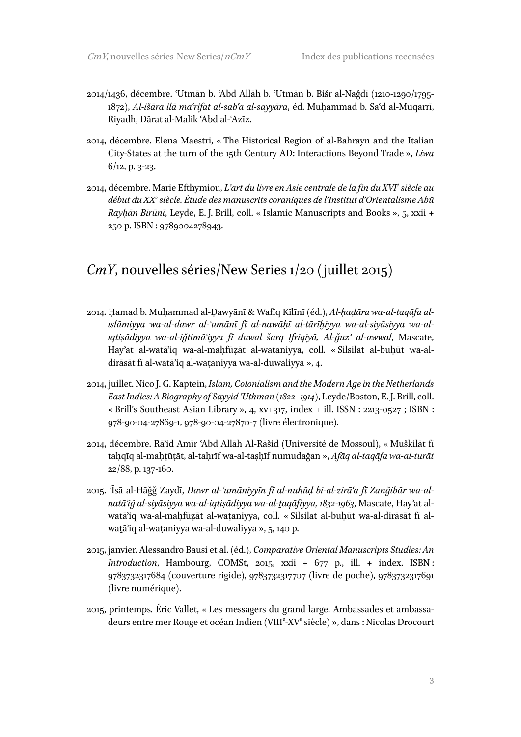2014/1436, décembre. ʿUṯmān b. ʿAbd Allāh b. ʿUṯmān b. Bišr al-Naǧdī (1210-1290/1795-1872), *Al-išāra ilā maʿrifat al-sabʿa al-sayyāra*, éd. Muḥammad b. Saʿd al-Muqarrī, Riyadh, Dārat al-Malik ʿAbd al-ʿAzīz.

2014, décembre. Elena Maestri, « The Historical Region of al-Bahrayn and the Italian City-States at the turn of the 15th Century AD: Interactions Beyond Trade », *Liwa* 6/12, p. 3-23.

2014, décembre. Marie Efthymiou, *L'art du livre en Asie centrale de la fin du XVI*e *siècle au début du XX*e *siècle. Étude des manuscrits coraniques de l'Institut d'Orientalisme Abū Rayḥān Bīrūnī*, Leyde, E. J. Brill, coll. « Islamic Manuscripts and Books », 5, xxii + 250 p. ISBN : 9789004278943.

## *CmY*, nouvelles séries/New Series 1/20 (juillet 2015)

2014. Ḥamad b. Muḥammad al-Ḍawyānī & Wafīq Kīlīnī (éd.), *Al-ḥaḍāra wa-al-ṯaqāfa al-islāmiyya wa-al-dawr al-ʿumānī fī al-nawāḥī al-tārīḫiyya wa-al-siyāsiyya wa-al-iqtiṣādiyya wa-al-iǧtimāʿiyya fī duwal šarq Ifriqiyā, Al-ǧuzʾ al-awwal*, Mascate, Hayʾat al-waṯāʾiq wa-al-maḥfūẓāt al-waṭaniyya, coll. « Silsilat al-buḥūt wa-al-dirāsāt fī al-waṯāʾiq al-waṭaniyya wa-al-duwaliyya », 4.

2014, juillet. Nico J. G. Kaptein, *Islam, Colonialism and the Modern Age in the Netherlands East Indies: A Biography of Sayyid ʿUthman (1822–1914)*, Leyde/Boston, E. J. Brill, coll. « Brill's Southeast Asian Library », 4, xv+317, index + ill. ISSN : 2213-0527 ; ISBN : 978-90-04-27869-1, 978-90-04-27870-7 (livre électronique).

2014, décembre. Rāʾid Amīr ʿAbd Allāh Al-Rāšid (Université de Mossoul), « Muškilāt fī taḥqīq al-maḫṭūṭāt, al-taḥrīf wa-al-taṣḥīf numuḏaǧan », *Afāq al-ṯaqāfa wa-al-turāṯ* 22/88, p. 137-160.

2015. ʿĪsā al-Hāǧǧ Zaydī, *Dawr al-ʿumāniyyīn fī al-nuhūḍ bi-al-zirāʿa fī Zanǧibār wa-al-natāʾiǧ al-siyāsiyya wa-al-iqtiṣādiyya wa-al-ṯaqāfiyya, 1832-1963*, Mascate, Hayʾat al-waṯāʾiq wa-al-maḥfūẓāt al-waṭaniyya, coll. « Silsilat al-buḥūt wa-al-dirāsāt fī al-waṯāʾiq al-waṭaniyya wa-al-duwaliyya », 5, 140 p.

2015, janvier. Alessandro Bausi et al. (éd.), *Comparative Oriental Manuscripts Studies: An Introduction*, Hambourg, COMSt, 2015, xxii + 677 p., ill. + index. ISBN : 9783732317684 (couverture rigide), 9783732317707 (livre de poche), 9783732317691 (livre numérique).

2015, printemps. Éric Vallet, « Les messagers du grand large. Ambassades et ambassadeurs entre mer Rouge et océan Indien (VIIIe-XVe siècle) », dans : Nicolas Drocourt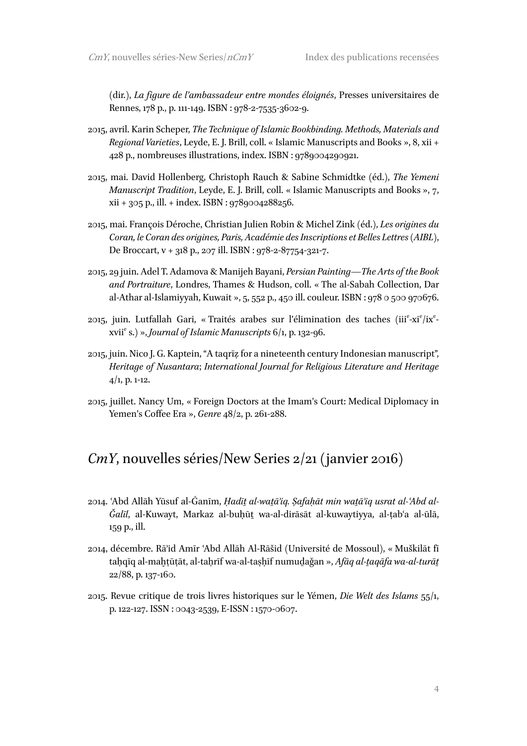(dir.), *La figure de l'ambassadeur entre mondes éloignés*, Presses universitaires de Rennes, 178 p., p. 111-149. ISBN : 978-2-7535-3602-9.

2015, avril. Karin Scheper, *The Technique of Islamic Bookbinding. Methods, Materials and Regional Varieties*, Leyde, E. J. Brill, coll. « Islamic Manuscripts and Books », 8, xii + 428 p., nombreuses illustrations, index. ISBN : 9789004290921.

2015, mai. David Hollenberg, Christoph Rauch & Sabine Schmidtke (éd.), *The Yemeni Manuscript Tradition*, Leyde, E. J. Brill, coll. « Islamic Manuscripts and Books », 7, xii + 305 p., ill. + index. ISBN : 9789004288256.

2015, mai. François Déroche, Christian Julien Robin & Michel Zink (éd.), *Les origines du Coran, le Coran des origines, Paris, Académie des Inscriptions et Belles Lettres (AIBL)*, De Broccart, v + 318 p., 207 ill. ISBN : 978-2-87754-321-7.

2015, 29 juin. Adel T. Adamova & Manijeh Bayani, *Persian Painting—The Arts of the Book and Portraiture*, Londres, Thames & Hudson, coll. « The al-Sabah Collection, Dar al-Athar al-Islamiyyah, Kuwait », 5, 552 p., 450 ill. couleur. ISBN : 978 0 500 970676.

2015, juin. Lutfallah Gari, « Traités arabes sur l'élimination des taches (iii[e]-xi[e]/ix[e]-xvii[e] s.) », *Journal of Islamic Manuscripts* 6/1, p. 132-96.

2015, juin. Nico J. G. Kaptein, "A taqrīẓ for a nineteenth century Indonesian manuscript", *Heritage of Nusantara*; *International Journal for Religious Literature and Heritage* 4/1, p. 1-12.

2015, juillet. Nancy Um, « Foreign Doctors at the Imam's Court: Medical Diplomacy in Yemen's Coffee Era », *Genre* 48/2, p. 261-288.

## *CmY*, nouvelles séries/New Series 2/21 (janvier 2016)

2014. ʿAbd Allāh Yūsuf al-Ġanīm, *Ḥadīṯ al-waṯā'iq. Ṣafaḥāt min waṯā'iq usrat al-ʿAbd al-Ǧalīl*, al-Kuwayt, Markaz al-buḥūṯ wa-al-dirāsāt al-kuwaytiyya, al-ṭabʿa al-ūlā, 159 p., ill.

2014, décembre. Rā'id Amīr ʿAbd Allāh Al-Rāšid (Université de Mossoul), « Muškilāt fī taḥqīq al-maḫṭūṭāt, al-taḥrīf wa-al-taṣḥīf numuḏağan », *Afāq al-ṯaqāfa wa-al-turāṯ* 22/88, p. 137-160.

2015. Revue critique de trois livres historiques sur le Yémen, *Die Welt des Islams* 55/1, p. 122-127. ISSN : 0043-2539, E-ISSN : 1570-0607.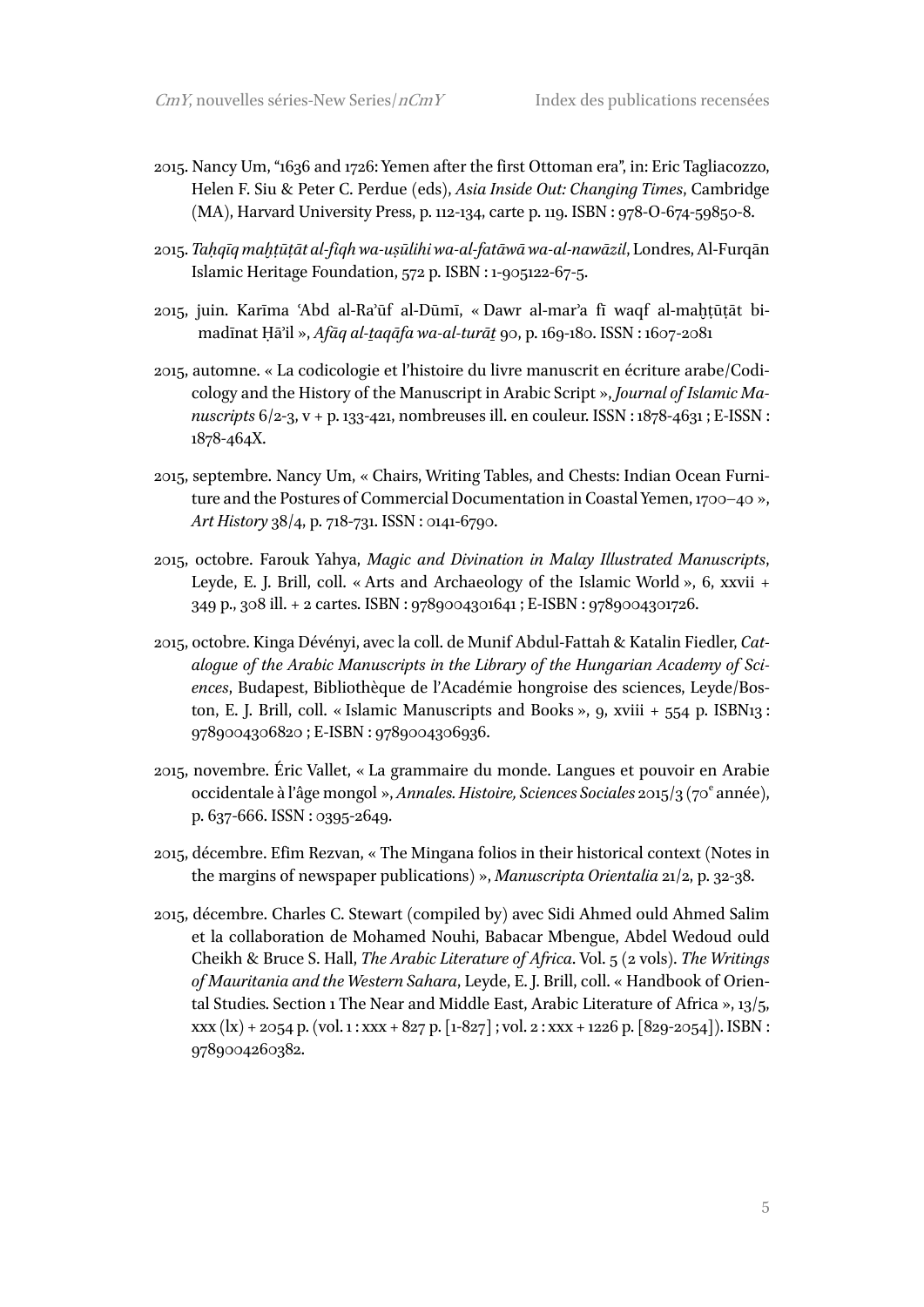2015. Nancy Um, "1636 and 1726: Yemen after the first Ottoman era", in: Eric Tagliacozzo, Helen F. Siu & Peter C. Perdue (eds), *Asia Inside Out: Changing Times*, Cambridge (MA), Harvard University Press, p. 112-134, carte p. 119. ISBN : 978-O-674-59850-8.

2015. *Taḥqīq maḫṭūṭāt al-fiqh wa-uṣūlihi wa-al-fatāwā wa-al-nawāzil*, Londres, Al-Furqān Islamic Heritage Foundation, 572 p. ISBN : 1-905122-67-5.

2015, juin. Karīma ʿAbd al-Raʾūf al-Dūmī, « Dawr al-marʾa fī waqf al-maḫṭūṭāt bi-madīnat Ḥāʾil », *Āfāq al-ṯaqāfa wa-al-turāṯ* 90, p. 169-180. ISSN : 1607-2081

2015, automne. « La codicologie et l'histoire du livre manuscrit en écriture arabe/Codicology and the History of the Manuscript in Arabic Script », *Journal of Islamic Manuscripts* 6/2-3, v + p. 133-421, nombreuses ill. en couleur. ISSN : 1878-4631 ; E-ISSN : 1878-464X.

2015, septembre. Nancy Um, « Chairs, Writing Tables, and Chests: Indian Ocean Furniture and the Postures of Commercial Documentation in Coastal Yemen, 1700–40 », *Art History* 38/4, p. 718-731. ISSN : 0141-6790.

2015, octobre. Farouk Yahya, *Magic and Divination in Malay Illustrated Manuscripts*, Leyde, E. J. Brill, coll. « Arts and Archaeology of the Islamic World », 6, xxvii + 349 p., 308 ill. + 2 cartes. ISBN : 9789004301641 ; E-ISBN : 9789004301726.

2015, octobre. Kinga Dévényi, avec la coll. de Munif Abdul-Fattah & Katalin Fiedler, *Catalogue of the Arabic Manuscripts in the Library of the Hungarian Academy of Sciences*, Budapest, Bibliothèque de l'Académie hongroise des sciences, Leyde/Boston, E. J. Brill, coll. « Islamic Manuscripts and Books », 9, xviii + 554 p. ISBN13 : 9789004306820 ; E-ISBN : 9789004306936.

2015, novembre. Éric Vallet, « La grammaire du monde. Langues et pouvoir en Arabie occidentale à l'âge mongol », *Annales. Histoire, Sciences Sociales* 2015/3 (70e année), p. 637-666. ISSN : 0395-2649.

2015, décembre. Efim Rezvan, « The Mingana folios in their historical context (Notes in the margins of newspaper publications) », *Manuscripta Orientalia* 21/2, p. 32-38.

2015, décembre. Charles C. Stewart (compiled by) avec Sidi Ahmed ould Ahmed Salim et la collaboration de Mohamed Nouhi, Babacar Mbengue, Abdel Wedoud ould Cheikh & Bruce S. Hall, *The Arabic Literature of Africa*. Vol. 5 (2 vols). *The Writings of Mauritania and the Western Sahara*, Leyde, E. J. Brill, coll. « Handbook of Oriental Studies. Section 1 The Near and Middle East, Arabic Literature of Africa », 13/5, xxx (lx) + 2054 p. (vol. 1 : xxx + 827 p. [1-827] ; vol. 2 : xxx + 1226 p. [829-2054]). ISBN : 9789004260382.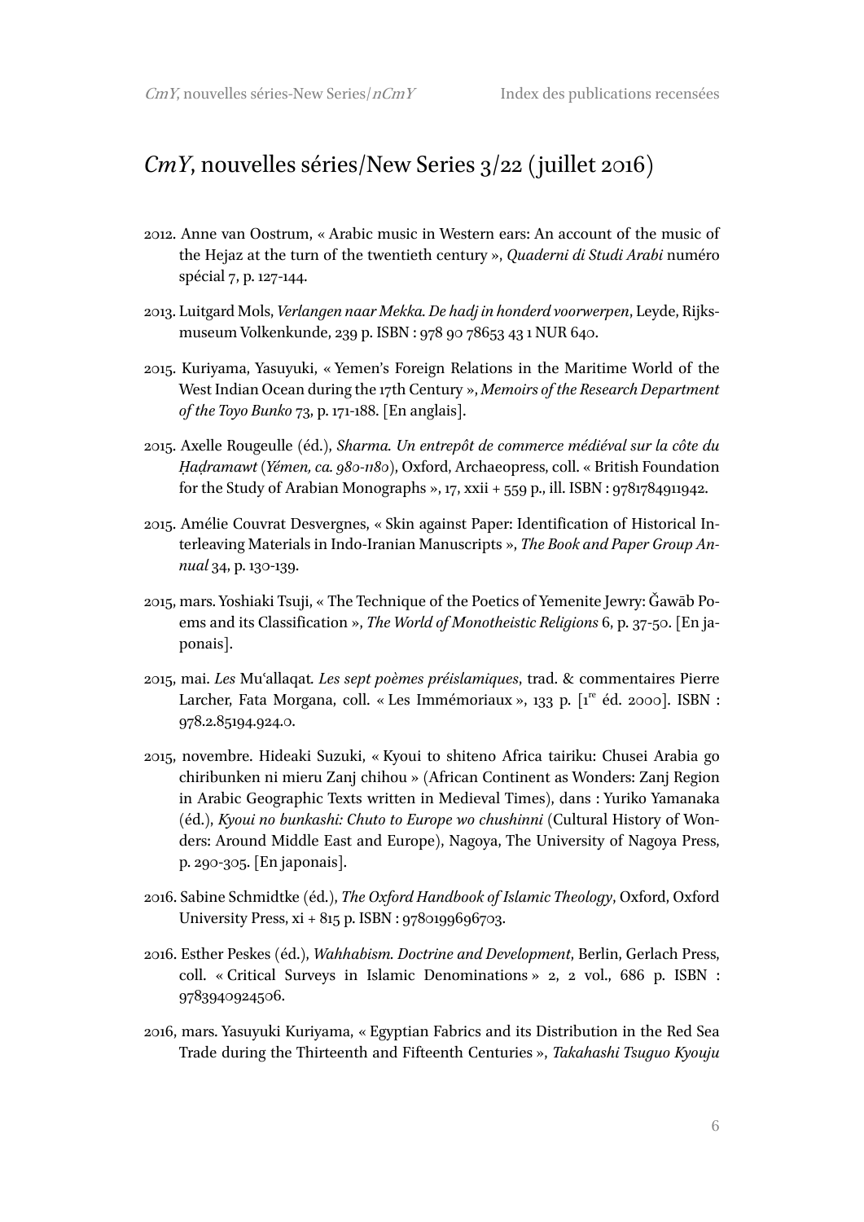## *CmY*, nouvelles séries/New Series 3/22 (juillet 2016)

2012. Anne van Oostrum, « Arabic music in Western ears: An account of the music of the Hejaz at the turn of the twentieth century », *Quaderni di Studi Arabi* numéro spécial 7, p. 127-144.

2013. Luitgard Mols, *Verlangen naar Mekka. De hadj in honderd voorwerpen*, Leyde, Rijksmuseum Volkenkunde, 239 p. ISBN : 978 90 78653 43 1 NUR 640.

2015. Kuriyama, Yasuyuki, « Yemen's Foreign Relations in the Maritime World of the West Indian Ocean during the 17th Century », *Memoirs of the Research Department of the Toyo Bunko* 73, p. 171-188. [En anglais].

2015. Axelle Rougeulle (éd.), *Sharma. Un entrepôt de commerce médiéval sur la côte du Ḥaḍramawt (Yémen, ca. 980-1180)*, Oxford, Archaeopress, coll. « British Foundation for the Study of Arabian Monographs », 17, xxii + 559 p., ill. ISBN : 9781784911942.

2015. Amélie Couvrat Desvergnes, « Skin against Paper: Identification of Historical Interleaving Materials in Indo-Iranian Manuscripts », *The Book and Paper Group Annual* 34, p. 130-139.

2015, mars. Yoshiaki Tsuji, « The Technique of the Poetics of Yemenite Jewry: Ǧawāb Poems and its Classification », *The World of Monotheistic Religions* 6, p. 37-50. [En japonais].

2015, mai. *Les* Muʿallaqat. *Les sept poèmes préislamiques*, trad. & commentaires Pierre Larcher, Fata Morgana, coll. « Les Immémoriaux », 133 p. [1re éd. 2000]. ISBN : 978.2.85194.924.0.

2015, novembre. Hideaki Suzuki, « Kyoui to shiteno Africa tairiku: Chusei Arabia go chiribunken ni mieru Zanj chihou » (African Continent as Wonders: Zanj Region in Arabic Geographic Texts written in Medieval Times), dans : Yuriko Yamanaka (éd.), *Kyoui no bunkashi: Chuto to Europe wo chushinni* (Cultural History of Wonders: Around Middle East and Europe), Nagoya, The University of Nagoya Press, p. 290-305. [En japonais].

2016. Sabine Schmidtke (éd.), *The Oxford Handbook of Islamic Theology*, Oxford, Oxford University Press, xi + 815 p. ISBN : 9780199696703.

2016. Esther Peskes (éd.), *Wahhabism. Doctrine and Development*, Berlin, Gerlach Press, coll. « Critical Surveys in Islamic Denominations » 2, 2 vol., 686 p. ISBN : 9783940924506.

2016, mars. Yasuyuki Kuriyama, « Egyptian Fabrics and its Distribution in the Red Sea Trade during the Thirteenth and Fifteenth Centuries », *Takahashi Tsuguo Kyouju*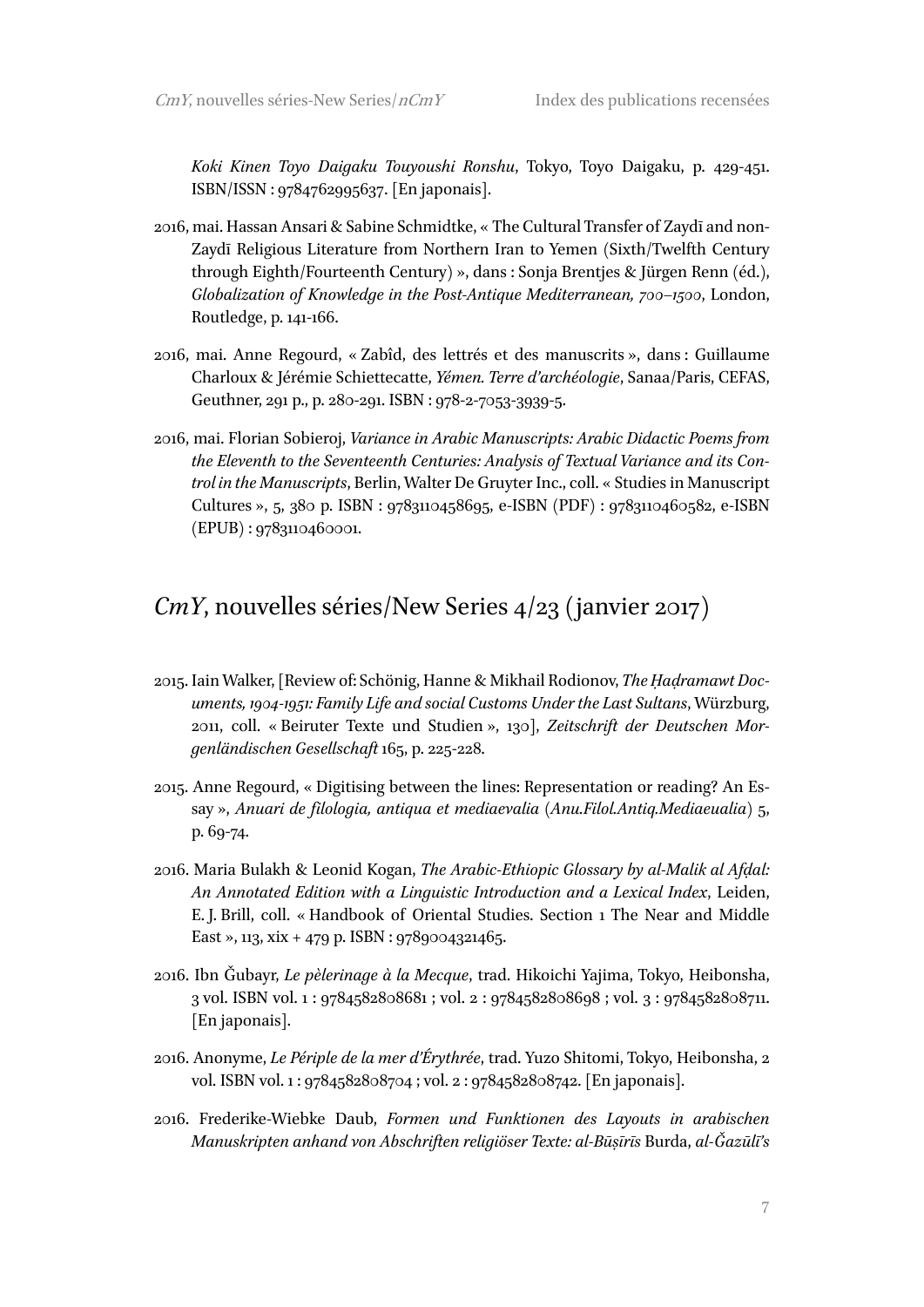*Koki Kinen Toyo Daigaku Touyoushi Ronshu*, Tokyo, Toyo Daigaku, p. 429-451. ISBN/ISSN : 9784762995637. [En japonais].

2016, mai. Hassan Ansari & Sabine Schmidtke, « The Cultural Transfer of Zaydī and non-Zaydī Religious Literature from Northern Iran to Yemen (Sixth/Twelfth Century through Eighth/Fourteenth Century) », dans : Sonja Brentjes & Jürgen Renn (éd.), *Globalization of Knowledge in the Post-Antique Mediterranean, 700–1500*, London, Routledge, p. 141-166.

2016, mai. Anne Regourd, « Zabîd, des lettrés et des manuscrits », dans : Guillaume Charloux & Jérémie Schiettecatte, *Yémen. Terre d'archéologie*, Sanaa/Paris, CEFAS, Geuthner, 291 p., p. 280-291. ISBN : 978-2-7053-3939-5.

2016, mai. Florian Sobieroj, *Variance in Arabic Manuscripts: Arabic Didactic Poems from the Eleventh to the Seventeenth Centuries: Analysis of Textual Variance and its Control in the Manuscripts*, Berlin, Walter De Gruyter Inc., coll. « Studies in Manuscript Cultures », 5, 380 p. ISBN : 9783110458695, e-ISBN (PDF) : 9783110460582, e-ISBN (EPUB) : 9783110460001.

## *CmY*, nouvelles séries/New Series 4/23 (janvier 2017)

2015. Iain Walker, [Review of: Schönig, Hanne & Mikhail Rodionov, *The Ḥaḍramawt Documents, 1904-1951: Family Life and social Customs Under the Last Sultans*, Würzburg, 2011, coll. « Beiruter Texte und Studien », 130], *Zeitschrift der Deutschen Morgenländischen Gesellschaft* 165, p. 225-228.

2015. Anne Regourd, « Digitising between the lines: Representation or reading? An Essay », *Anuari de filologia, antiqua et mediaevalia* (*Anu.Filol.Antiq.Mediaeualia*) 5, p. 69-74.

2016. Maria Bulakh & Leonid Kogan, *The Arabic-Ethiopic Glossary by al-Malik al Afḍal: An Annotated Edition with a Linguistic Introduction and a Lexical Index*, Leiden, E. J. Brill, coll. « Handbook of Oriental Studies. Section 1 The Near and Middle East », 113, xix + 479 p. ISBN : 9789004321465.

2016. Ibn Ǧubayr, *Le pèlerinage à la Mecque*, trad. Hikoichi Yajima, Tokyo, Heibonsha, 3 vol. ISBN vol. 1 : 9784582808681 ; vol. 2 : 9784582808698 ; vol. 3 : 9784582808711. [En japonais].

2016. Anonyme, *Le Périple de la mer d'Érythrée*, trad. Yuzo Shitomi, Tokyo, Heibonsha, 2 vol. ISBN vol. 1 : 9784582808704 ; vol. 2 : 9784582808742. [En japonais].

2016. Frederike-Wiebke Daub, *Formen und Funktionen des Layouts in arabischen Manuskripten anhand von Abschriften religiöser Texte: al-Būṣīrīs* Burda, *al-Ǧazūlī's*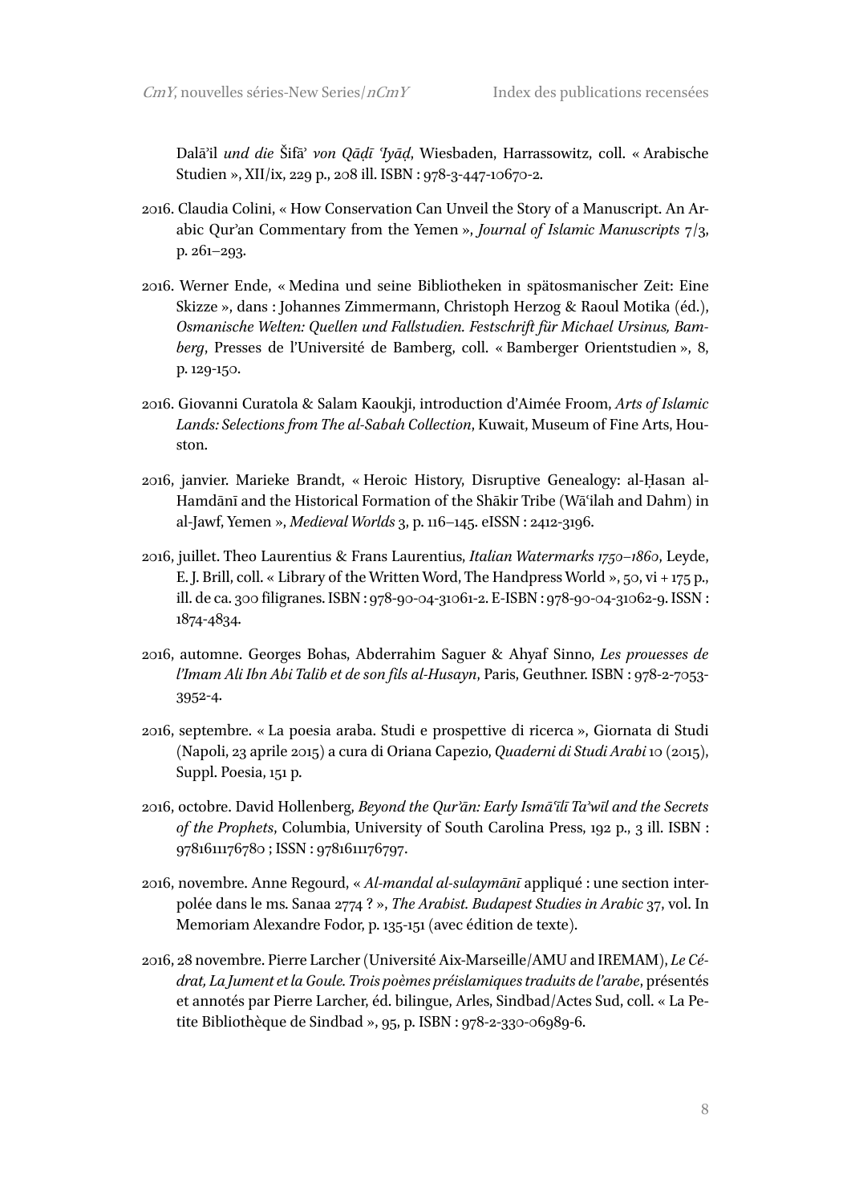Dalāʾil *und die* Šifāʾ *von Qāḍī ʿIyāḍ*, Wiesbaden, Harrassowitz, coll. « Arabische Studien », XII/ix, 229 p., 208 ill. ISBN : 978-3-447-10670-2.

2016. Claudia Colini, « How Conservation Can Unveil the Story of a Manuscript. An Arabic Qur'an Commentary from the Yemen », *Journal of Islamic Manuscripts* 7/3, p. 261–293.

2016. Werner Ende, « Medina und seine Bibliotheken in spätosmanischer Zeit: Eine Skizze », dans : Johannes Zimmermann, Christoph Herzog & Raoul Motika (éd.), *Osmanische Welten: Quellen und Fallstudien. Festschrift für Michael Ursinus, Bamberg*, Presses de l'Université de Bamberg, coll. « Bamberger Orientstudien », 8, p. 129-150.

2016. Giovanni Curatola & Salam Kaoukji, introduction d'Aimée Froom, *Arts of Islamic Lands: Selections from The al-Sabah Collection*, Kuwait, Museum of Fine Arts, Houston.

2016, janvier. Marieke Brandt, « Heroic History, Disruptive Genealogy: al-Ḥasan al-Hamdānī and the Historical Formation of the Shākir Tribe (Wāʿilah and Dahm) in al-Jawf, Yemen », *Medieval Worlds* 3, p. 116–145. eISSN : 2412-3196.

2016, juillet. Theo Laurentius & Frans Laurentius, *Italian Watermarks 1750–1860*, Leyde, E. J. Brill, coll. « Library of the Written Word, The Handpress World », 50, vi + 175 p., ill. de ca. 300 filigranes. ISBN : 978-90-04-31061-2. E-ISBN : 978-90-04-31062-9. ISSN : 1874-4834.

2016, automne. Georges Bohas, Abderrahim Saguer & Ahyaf Sinno, *Les prouesses de l'Imam Ali Ibn Abi Talib et de son fils al-Husayn*, Paris, Geuthner. ISBN : 978-2-7053-3952-4.

2016, septembre. « La poesia araba. Studi e prospettive di ricerca », Giornata di Studi (Napoli, 23 aprile 2015) a cura di Oriana Capezio, *Quaderni di Studi Arabi* 10 (2015), Suppl. Poesia, 151 p.

2016, octobre. David Hollenberg, *Beyond the Qur'ān: Early Ismāʿīlī Ta'wīl and the Secrets of the Prophets*, Columbia, University of South Carolina Press, 192 p., 3 ill. ISBN : 9781611176780 ; ISSN : 9781611176797.

2016, novembre. Anne Regourd, « *Al-mandal al-sulaymānī* appliqué : une section interpolée dans le ms. Sanaa 2774 ? », *The Arabist. Budapest Studies in Arabic* 37, vol. In Memoriam Alexandre Fodor, p. 135-151 (avec édition de texte).

2016, 28 novembre. Pierre Larcher (Université Aix-Marseille/AMU and IREMAM), *Le Cédrat, La Jument et la Goule. Trois poèmes préislamiques traduits de l'arabe*, présentés et annotés par Pierre Larcher, éd. bilingue, Arles, Sindbad/Actes Sud, coll. « La Petite Bibliothèque de Sindbad », 95, p. ISBN : 978-2-330-06989-6.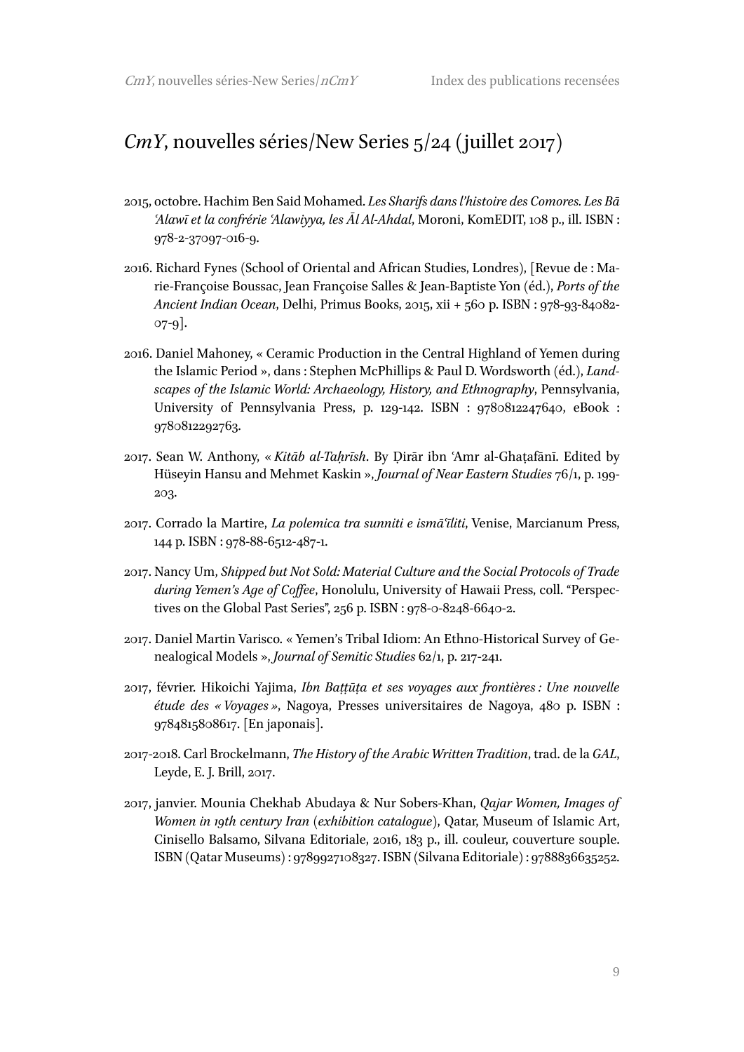## *CmY*, nouvelles séries/New Series 5/24 (juillet 2017)

2015, octobre. Hachim Ben Said Mohamed. *Les Sharifs dans l'histoire des Comores. Les Bā ʿAlawī et la confrérie ʿAlawiyya, les Āl Al-Ahdal*, Moroni, KomEDIT, 108 p., ill. ISBN : 978-2-37097-016-9.

2016. Richard Fynes (School of Oriental and African Studies, Londres), [Revue de : Marie-Françoise Boussac, Jean Françoise Salles & Jean-Baptiste Yon (éd.), *Ports of the Ancient Indian Ocean*, Delhi, Primus Books, 2015, xii + 560 p. ISBN : 978-93-84082-07-9].

2016. Daniel Mahoney, « Ceramic Production in the Central Highland of Yemen during the Islamic Period », dans : Stephen McPhillips & Paul D. Wordsworth (éd.), *Landscapes of the Islamic World: Archaeology, History, and Ethnography*, Pennsylvania, University of Pennsylvania Press, p. 129-142. ISBN : 9780812247640, eBook : 9780812292763.

2017. Sean W. Anthony, « *Kitāb al-Taḥrīsh*. By Ḍirār ibn ʿAmr al-Ghaṭafānī. Edited by Hüseyin Hansu and Mehmet Kaskin », *Journal of Near Eastern Studies* 76/1, p. 199-203.

2017. Corrado la Martire, *La polemica tra sunniti e ismāʿīliti*, Venise, Marcianum Press, 144 p. ISBN : 978-88-6512-487-1.

2017. Nancy Um, *Shipped but Not Sold: Material Culture and the Social Protocols of Trade during Yemen's Age of Coffee*, Honolulu, University of Hawaii Press, coll. "Perspectives on the Global Past Series", 256 p. ISBN : 978-0-8248-6640-2.

2017. Daniel Martin Varisco. « Yemen's Tribal Idiom: An Ethno-Historical Survey of Genealogical Models », *Journal of Semitic Studies* 62/1, p. 217-241.

2017, février. Hikoichi Yajima, *Ibn Baṭṭūṭa et ses voyages aux frontières : Une nouvelle étude des « Voyages »*, Nagoya, Presses universitaires de Nagoya, 480 p. ISBN : 9784815808617. [En japonais].

2017-2018. Carl Brockelmann, *The History of the Arabic Written Tradition*, trad. de la *GAL*, Leyde, E. J. Brill, 2017.

2017, janvier. Mounia Chekhab Abudaya & Nur Sobers-Khan, *Qajar Women, Images of Women in 19th century Iran (exhibition catalogue)*, Qatar, Museum of Islamic Art, Cinisello Balsamo, Silvana Editoriale, 2016, 183 p., ill. couleur, couverture souple. ISBN (Qatar Museums) : 9789927108327. ISBN (Silvana Editoriale) : 9788836635252.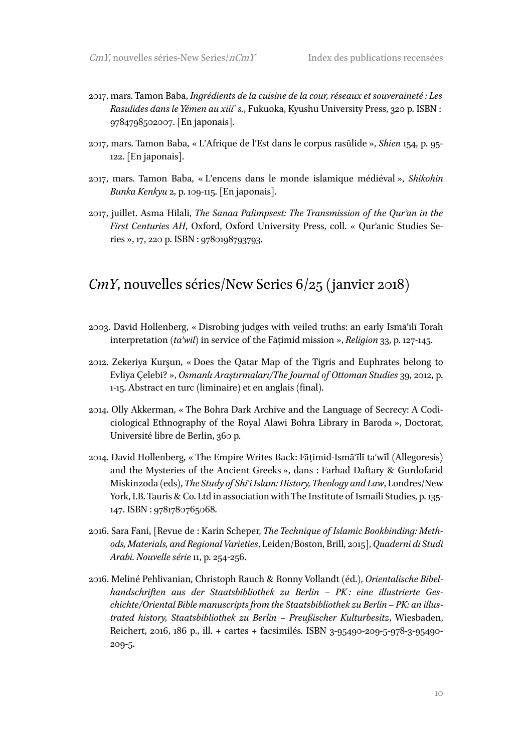2017, mars. Tamon Baba, *Ingrédients de la cuisine de la cour, réseaux et souveraineté : Les Rasūlides dans le Yémen au xiii*[e] *s.*, Fukuoka, Kyushu University Press, 320 p. ISBN : 9784798502007. [En japonais].

2017, mars. Tamon Baba, « L'Afrique de l'Est dans le corpus rasūlide », *Shien* 154, p. 95-122. [En japonais].

2017, mars. Tamon Baba, « L'encens dans le monde islamique médiéval », *Shikohin Bunka Kenkyu* 2, p. 109-115. [En japonais].

2017, juillet. Asma Hilali, *The Sanaa Palimpsest: The Transmission of the Qur'an in the First Centuries AH*, Oxford, Oxford University Press, coll. « Qur'anic Studies Series », 17, 220 p. ISBN : 9780198793793.

## *CmY*, nouvelles séries/New Series 6/25 (janvier 2018)

2003. David Hollenberg, « Disrobing judges with veiled truths: an early Ismāʿīlī Torah interpretation (*ta'wīl*) in service of the Fāṭimid mission », *Religion* 33, p. 127-145.

2012. Zekeriya Kurşun, « Does the Qatar Map of the Tigris and Euphrates belong to Evliya Çelebi? », *Osmanlı Araştırmaları/The Journal of Ottoman Studies* 39, 2012, p. 1-15. Abstract en turc (liminaire) et en anglais (final).

2014. Olly Akkerman, « The Bohra Dark Archive and the Language of Secrecy: A Codiciological Ethnography of the Royal Alawi Bohra Library in Baroda », Doctorat, Université libre de Berlin, 360 p.

2014. David Hollenberg, « The Empire Writes Back: Fāṭimid-Ismāʿīlī ta'wīl (Allegoresis) and the Mysteries of the Ancient Greeks », dans : Farhad Daftary & Gurdofarid Miskinzoda (eds), *The Study of Shiʿi Islam: History, Theology and Law*, Londres/New York, I.B. Tauris & Co. Ltd in association with The Institute of Ismaili Studies, p. 135-147. ISBN : 9781780765068.

2016. Sara Fani, [Revue de : Karin Scheper, *The Technique of Islamic Bookbinding: Methods, Materials, and Regional Varieties*, Leiden/Boston, Brill, 2015], *Quaderni di Studi Arabi. Nouvelle série* 11, p. 254-256.

2016. Meliné Pehlivanian, Christoph Rauch & Ronny Vollandt (éd.), *Orientalische Bibelhandschriften aus der Staatsbibliothek zu Berlin – PK : eine illustrierte Geschichte/Oriental Bible manuscripts from the Staatsbibliothek zu Berlin – PK: an illustrated history, Staatsbibliothek zu Berlin – Preußischer Kulturbesitz*, Wiesbaden, Reichert, 2016, 186 p., ill. + cartes + facsimilés. ISBN 3-95490-209-5-978-3-95490-209-5.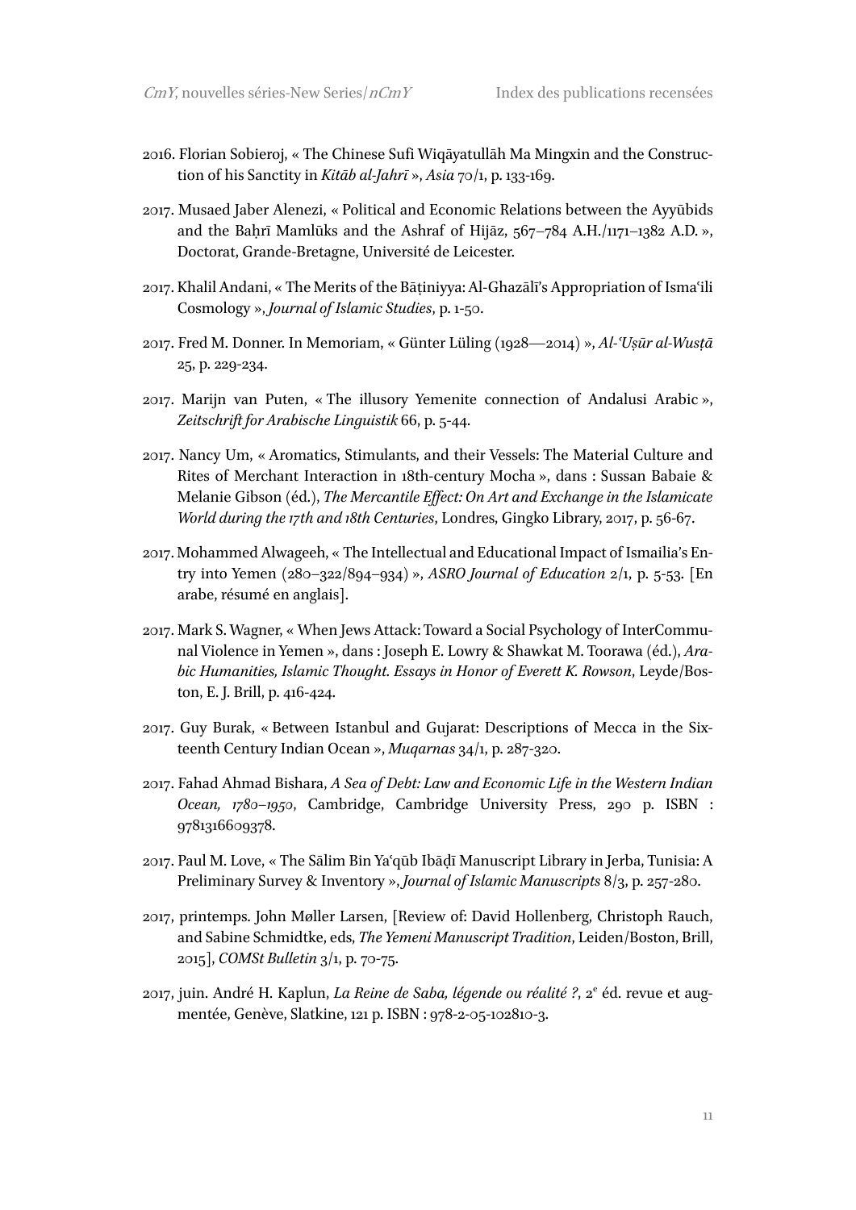2016. Florian Sobieroj, « The Chinese Sufi Wiqāyatullāh Ma Mingxin and the Construction of his Sanctity in *Kitāb al-Jahrī* », *Asia* 70/1, p. 133-169.

2017. Musaed Jaber Alenezi, « Political and Economic Relations between the Ayyūbids and the Baḥrī Mamlūks and the Ashraf of Hijāz, 567–784 A.H./1171–1382 A.D. », Doctorat, Grande-Bretagne, Université de Leicester.

2017. Khalil Andani, « The Merits of the Bāṭiniyya: Al-Ghazālī's Appropriation of Isma'ili Cosmology », *Journal of Islamic Studies*, p. 1-50.

2017. Fred M. Donner. In Memoriam, « Günter Lüling (1928—2014) », *Al-'Uṣūr al-Wusṭā* 25, p. 229-234.

2017. Marijn van Puten, « The illusory Yemenite connection of Andalusi Arabic », *Zeitschrift for Arabische Linguistik* 66, p. 5-44.

2017. Nancy Um, « Aromatics, Stimulants, and their Vessels: The Material Culture and Rites of Merchant Interaction in 18th-century Mocha », dans : Sussan Babaie & Melanie Gibson (éd.), *The Mercantile Effect: On Art and Exchange in the Islamicate World during the 17th and 18th Centuries*, Londres, Gingko Library, 2017, p. 56-67.

2017. Mohammed Alwageeh, « The Intellectual and Educational Impact of Ismailia's Entry into Yemen (280–322/894–934) », *ASRO Journal of Education* 2/1, p. 5-53. [En arabe, résumé en anglais].

2017. Mark S. Wagner, « When Jews Attack: Toward a Social Psychology of InterCommunal Violence in Yemen », dans : Joseph E. Lowry & Shawkat M. Toorawa (éd.), *Arabic Humanities, Islamic Thought. Essays in Honor of Everett K. Rowson*, Leyde/Boston, E. J. Brill, p. 416-424.

2017. Guy Burak, « Between Istanbul and Gujarat: Descriptions of Mecca in the Sixteenth Century Indian Ocean », *Muqarnas* 34/1, p. 287-320.

2017. Fahad Ahmad Bishara, *A Sea of Debt: Law and Economic Life in the Western Indian Ocean, 1780–1950*, Cambridge, Cambridge University Press, 290 p. ISBN : 9781316609378.

2017. Paul M. Love, « The Sālim Bin Ya'qūb Ibāḍī Manuscript Library in Jerba, Tunisia: A Preliminary Survey & Inventory », *Journal of Islamic Manuscripts* 8/3, p. 257-280.

2017, printemps. John Møller Larsen, [Review of: David Hollenberg, Christoph Rauch, and Sabine Schmidtke, eds, *The Yemeni Manuscript Tradition*, Leiden/Boston, Brill, 2015], *COMSt Bulletin* 3/1, p. 70-75.

2017, juin. André H. Kaplun, *La Reine de Saba, légende ou réalité ?*, 2e éd. revue et augmentée, Genève, Slatkine, 121 p. ISBN : 978-2-05-102810-3.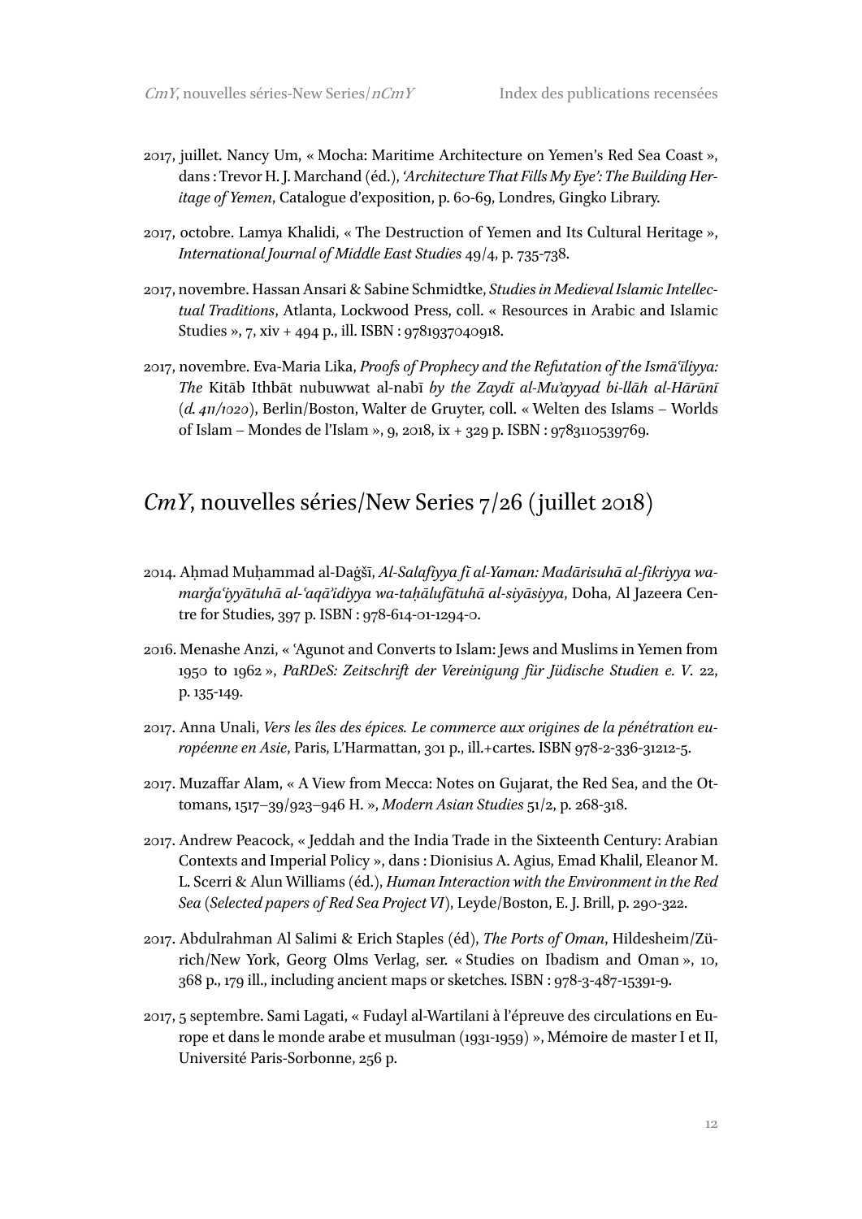2017, juillet. Nancy Um, « Mocha: Maritime Architecture on Yemen's Red Sea Coast », dans : Trevor H. J. Marchand (éd.), *'Architecture That Fills My Eye': The Building Heritage of Yemen*, Catalogue d'exposition, p. 60-69, Londres, Gingko Library.

2017, octobre. Lamya Khalidi, « The Destruction of Yemen and Its Cultural Heritage », *International Journal of Middle East Studies* 49/4, p. 735-738.

2017, novembre. Hassan Ansari & Sabine Schmidtke, *Studies in Medieval Islamic Intellectual Traditions*, Atlanta, Lockwood Press, coll. « Resources in Arabic and Islamic Studies », 7, xiv + 494 p., ill. ISBN : 9781937040918.

2017, novembre. Eva-Maria Lika, *Proofs of Prophecy and the Refutation of the Ismāʿīliyya: The* Kitāb Ithbāt nubuwwat al-nabī *by the Zaydī al-Muʾayyad bi-llāh al-Hārūnī* (*d. 411/1020*), Berlin/Boston, Walter de Gruyter, coll. « Welten des Islams – Worlds of Islam – Mondes de l'Islam », 9, 2018, ix + 329 p. ISBN : 9783110539769.

## *CmY*, nouvelles séries/New Series 7/26 (juillet 2018)

2014. Aḥmad Muḥammad al-Daġšī, *Al-Salafiyya fī al-Yaman: Madārisuhā al-fikriyya wa-marǧaʿiyyātuhā al-ʿaqāʾidiyya wa-taḥālufātuhā al-siyāsiyya*, Doha, Al Jazeera Centre for Studies, 397 p. ISBN : 978-614-01-1294-0.

2016. Menashe Anzi, « 'Agunot and Converts to Islam: Jews and Muslims in Yemen from 1950 to 1962 », *PaRDeS: Zeitschrift der Vereinigung für Jüdische Studien e. V.* 22, p. 135-149.

2017. Anna Unali, *Vers les îles des épices. Le commerce aux origines de la pénétration européenne en Asie*, Paris, L'Harmattan, 301 p., ill.+cartes. ISBN 978-2-336-31212-5.

2017. Muzaffar Alam, « A View from Mecca: Notes on Gujarat, the Red Sea, and the Ottomans, 1517–39/923–946 H. », *Modern Asian Studies* 51/2, p. 268-318.

2017. Andrew Peacock, « Jeddah and the India Trade in the Sixteenth Century: Arabian Contexts and Imperial Policy », dans : Dionisius A. Agius, Emad Khalil, Eleanor M. L. Scerri & Alun Williams (éd.), *Human Interaction with the Environment in the Red Sea* (*Selected papers of Red Sea Project VI*), Leyde/Boston, E. J. Brill, p. 290-322.

2017. Abdulrahman Al Salimi & Erich Staples (éd), *The Ports of Oman*, Hildesheim/Zürich/New York, Georg Olms Verlag, ser. « Studies on Ibadism and Oman », 10, 368 p., 179 ill., including ancient maps or sketches. ISBN : 978-3-487-15391-9.

2017, 5 septembre. Sami Lagati, « Fudayl al-Wartilani à l'épreuve des circulations en Europe et dans le monde arabe et musulman (1931-1959) », Mémoire de master I et II, Université Paris-Sorbonne, 256 p.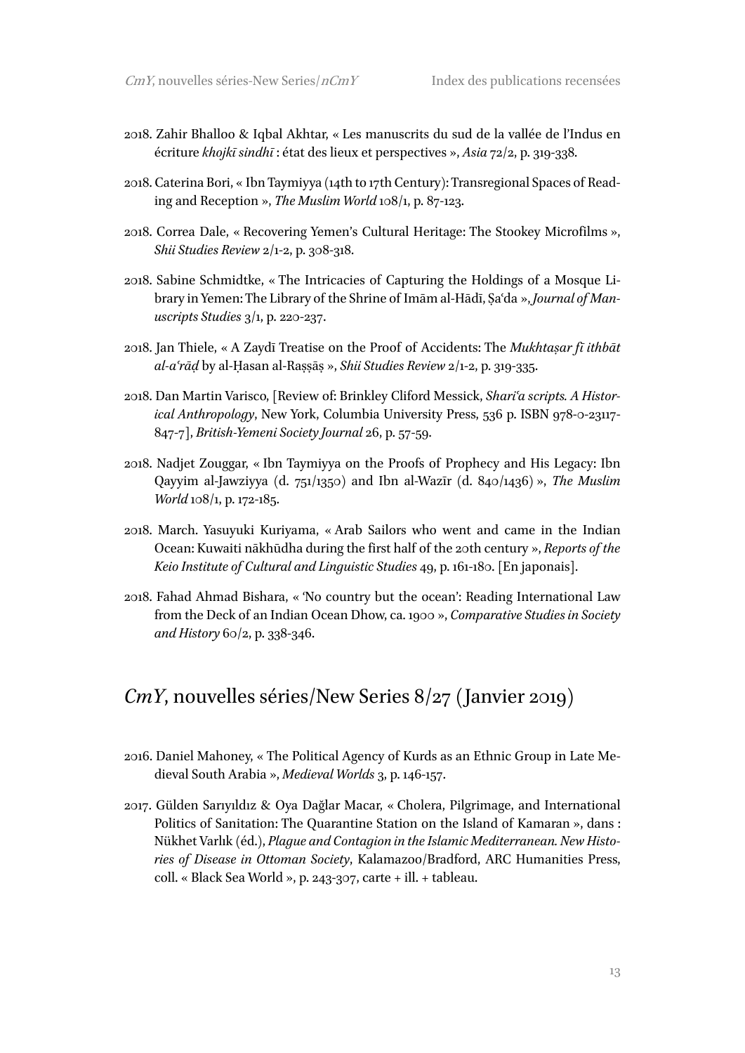2018. Zahir Bhalloo & Iqbal Akhtar, « Les manuscrits du sud de la vallée de l'Indus en écriture *khojkī sindhī* : état des lieux et perspectives », *Asia* 72/2, p. 319-338.

2018. Caterina Bori, « Ibn Taymiyya (14th to 17th Century): Transregional Spaces of Reading and Reception », *The Muslim World* 108/1, p. 87-123.

2018. Correa Dale, « Recovering Yemen's Cultural Heritage: The Stookey Microfilms », *Shii Studies Review* 2/1-2, p. 308-318.

2018. Sabine Schmidtke, « The Intricacies of Capturing the Holdings of a Mosque Library in Yemen: The Library of the Shrine of Imām al-Hādī, Ṣaʿda », *Journal of Manuscripts Studies* 3/1, p. 220-237.

2018. Jan Thiele, « A Zaydī Treatise on the Proof of Accidents: The *Mukhtaṣar fī ithbāt al-aʿrāḍ* by al-Ḥasan al-Raṣṣāṣ », *Shii Studies Review* 2/1-2, p. 319-335.

2018. Dan Martin Varisco, [Review of: Brinkley Cliford Messick, *Shariʿa scripts. A Historical Anthropology*, New York, Columbia University Press, 536 p. ISBN 978-0-23117-847-7], *British-Yemeni Society Journal* 26, p. 57-59.

2018. Nadjet Zouggar, « Ibn Taymiyya on the Proofs of Prophecy and His Legacy: Ibn Qayyim al-Jawziyya (d. 751/1350) and Ibn al-Wazīr (d. 840/1436) », *The Muslim World* 108/1, p. 172-185.

2018. March. Yasuyuki Kuriyama, « Arab Sailors who went and came in the Indian Ocean: Kuwaiti nākhūdha during the first half of the 20th century », *Reports of the Keio Institute of Cultural and Linguistic Studies* 49, p. 161-180. [En japonais].

2018. Fahad Ahmad Bishara, « 'No country but the ocean': Reading International Law from the Deck of an Indian Ocean Dhow, ca. 1900 », *Comparative Studies in Society and History* 60/2, p. 338-346.

## *CmY*, nouvelles séries/New Series 8/27 (Janvier 2019)

2016. Daniel Mahoney, « The Political Agency of Kurds as an Ethnic Group in Late Medieval South Arabia », *Medieval Worlds* 3, p. 146-157.

2017. Gülden Sarıyıldız & Oya Dağlar Macar, « Cholera, Pilgrimage, and International Politics of Sanitation: The Quarantine Station on the Island of Kamaran », dans : Nükhet Varlık (éd.), *Plague and Contagion in the Islamic Mediterranean. New Histories of Disease in Ottoman Society*, Kalamazoo/Bradford, ARC Humanities Press, coll. « Black Sea World », p. 243-307, carte + ill. + tableau.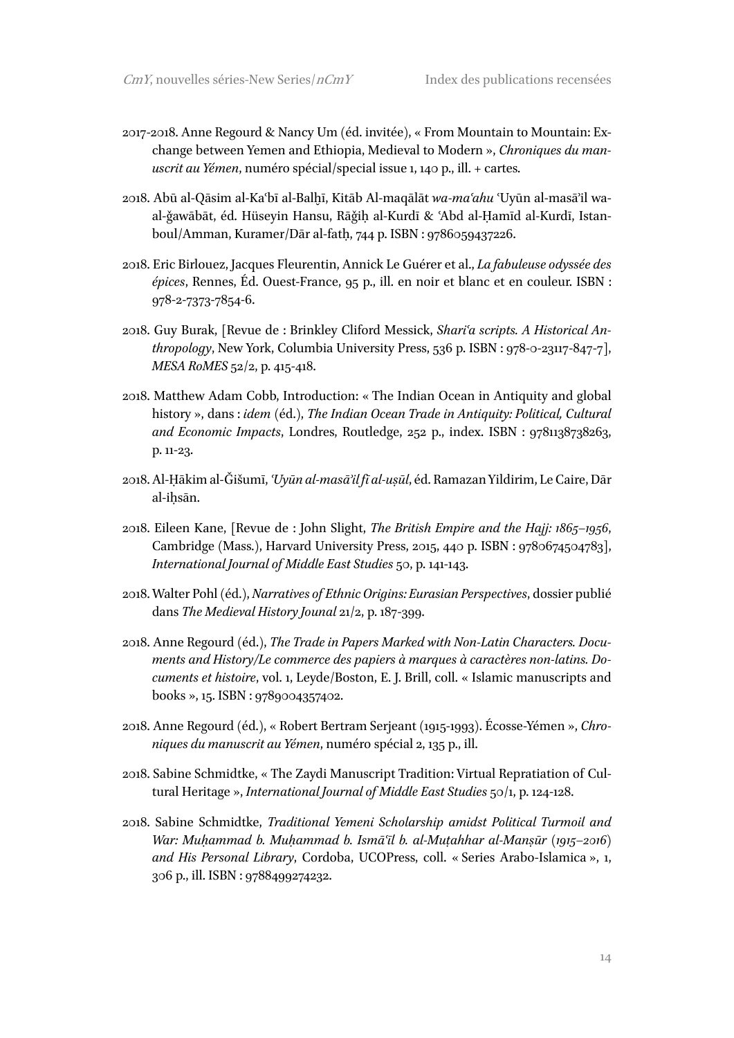2017-2018. Anne Regourd & Nancy Um (éd. invitée), « From Mountain to Mountain: Exchange between Yemen and Ethiopia, Medieval to Modern », *Chroniques du manuscrit au Yémen*, numéro spécial/special issue 1, 140 p., ill. + cartes.

2018. Abū al-Qāsim al-Kaʿbī al-Balḫī, Kitāb Al-maqālāt *wa-maʿahu* ʿUyūn al-masāʾil wa-al-ǧawābāt, éd. Hüseyin Hansu, Rāǧiḥ al-Kurdī & ʿAbd al-Ḥamīd al-Kurdī, Istanboul/Amman, Kuramer/Dār al-fatḥ, 744 p. ISBN : 9786059437226.

2018. Eric Birlouez, Jacques Fleurentin, Annick Le Guérer et al., *La fabuleuse odyssée des épices*, Rennes, Éd. Ouest-France, 95 p., ill. en noir et blanc et en couleur. ISBN : 978-2-7373-7854-6.

2018. Guy Burak, [Revue de : Brinkley Cliford Messick, *Shariʿa scripts. A Historical Anthropology*, New York, Columbia University Press, 536 p. ISBN : 978-0-23117-847-7], *MESA RoMES* 52/2, p. 415-418.

2018. Matthew Adam Cobb, Introduction: « The Indian Ocean in Antiquity and global history », dans : *idem* (éd.), *The Indian Ocean Trade in Antiquity: Political, Cultural and Economic Impacts*, Londres, Routledge, 252 p., index. ISBN : 9781138738263, p. 11-23.

2018. Al-Ḥākim al-Ǧišumī, *ʿUyūn al-masāʾil fī al-uṣūl*, éd. Ramazan Yildirim, Le Caire, Dār al-iḥsān.

2018. Eileen Kane, [Revue de : John Slight, *The British Empire and the Hajj: 1865–1956*, Cambridge (Mass.), Harvard University Press, 2015, 440 p. ISBN : 9780674504783], *International Journal of Middle East Studies* 50, p. 141-143.

2018. Walter Pohl (éd.), *Narratives of Ethnic Origins: Eurasian Perspectives*, dossier publié dans *The Medieval History Jounal* 21/2, p. 187-399.

2018. Anne Regourd (éd.), *The Trade in Papers Marked with Non-Latin Characters. Documents and History/Le commerce des papiers à marques à caractères non-latins. Documents et histoire*, vol. 1, Leyde/Boston, E. J. Brill, coll. « Islamic manuscripts and books », 15. ISBN : 9789004357402.

2018. Anne Regourd (éd.), « Robert Bertram Serjeant (1915-1993). Écosse-Yémen », *Chroniques du manuscrit au Yémen*, numéro spécial 2, 135 p., ill.

2018. Sabine Schmidtke, « The Zaydi Manuscript Tradition: Virtual Repratiation of Cultural Heritage », *International Journal of Middle East Studies* 50/1, p. 124-128.

2018. Sabine Schmidtke, *Traditional Yemeni Scholarship amidst Political Turmoil and War: Muḥammad b. Muḥammad b. Ismāʿīl b. al-Muṭahhar al-Manṣūr (1915–2016) and His Personal Library*, Cordoba, UCOPress, coll. « Series Arabo-Islamica », 1, 306 p., ill. ISBN : 9788499274232.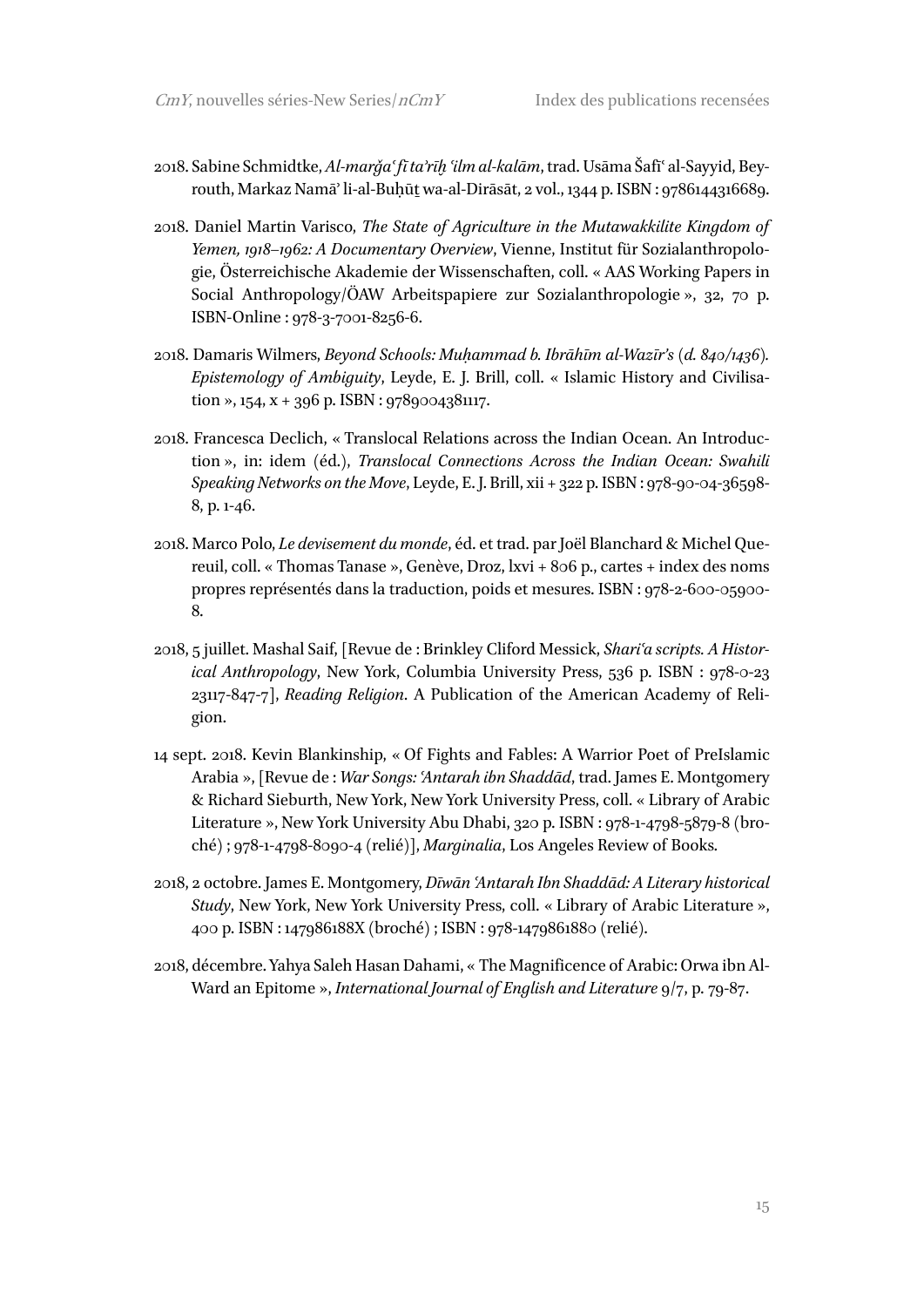2018. Sabine Schmidtke, *Al-marǧaʿ fī ta'rīḫ ʿilm al-kalām*, trad. Usāma Šafīʿ al-Sayyid, Beyrouth, Markaz Namā' li-al-Buḥūṯ wa-al-Dirāsāt, 2 vol., 1344 p. ISBN : 9786144316689.

2018. Daniel Martin Varisco, *The State of Agriculture in the Mutawakkilite Kingdom of Yemen, 1918–1962: A Documentary Overview*, Vienne, Institut für Sozialanthropologie, Österreichische Akademie der Wissenschaften, coll. « AAS Working Papers in Social Anthropology/ÖAW Arbeitspapiere zur Sozialanthropologie », 32, 70 p. ISBN-Online : 978-3-7001-8256-6.

2018. Damaris Wilmers, *Beyond Schools: Muḥammad b. Ibrāhīm al-Wazīr's (d. 840/1436). Epistemology of Ambiguity*, Leyde, E. J. Brill, coll. « Islamic History and Civilisation », 154, x + 396 p. ISBN : 9789004381117.

2018. Francesca Declich, « Translocal Relations across the Indian Ocean. An Introduction », in: idem (éd.), *Translocal Connections Across the Indian Ocean: Swahili Speaking Networks on the Move*, Leyde, E. J. Brill, xii + 322 p. ISBN : 978-90-04-36598-8, p. 1-46.

2018. Marco Polo, *Le devisement du monde*, éd. et trad. par Joël Blanchard & Michel Quereuil, coll. « Thomas Tanase », Genève, Droz, lxvi + 806 p., cartes + index des noms propres représentés dans la traduction, poids et mesures. ISBN : 978-2-600-05900-8.

2018, 5 juillet. Mashal Saif, [Revue de : Brinkley Cliford Messick, *Sharīʿa scripts. A Historical Anthropology*, New York, Columbia University Press, 536 p. ISBN : 978-0-23 23117-847-7], *Reading Religion*. A Publication of the American Academy of Religion.

14 sept. 2018. Kevin Blankinship, « Of Fights and Fables: A Warrior Poet of PreIslamic Arabia », [Revue de : *War Songs: ʿAntarah ibn Shaddād*, trad. James E. Montgomery & Richard Sieburth, New York, New York University Press, coll. « Library of Arabic Literature », New York University Abu Dhabi, 320 p. ISBN : 978-1-4798-5879-8 (broché) ; 978-1-4798-8090-4 (relié)], *Marginalia*, Los Angeles Review of Books.

2018, 2 octobre. James E. Montgomery, *Dīwān ʿAntarah Ibn Shaddād: A Literary historical Study*, New York, New York University Press, coll. « Library of Arabic Literature », 400 p. ISBN : 147986188X (broché) ; ISBN : 978-1479861880 (relié).

2018, décembre. Yahya Saleh Hasan Dahami, « The Magnificence of Arabic: Orwa ibn Al-Ward an Epitome », *International Journal of English and Literature* 9/7, p. 79-87.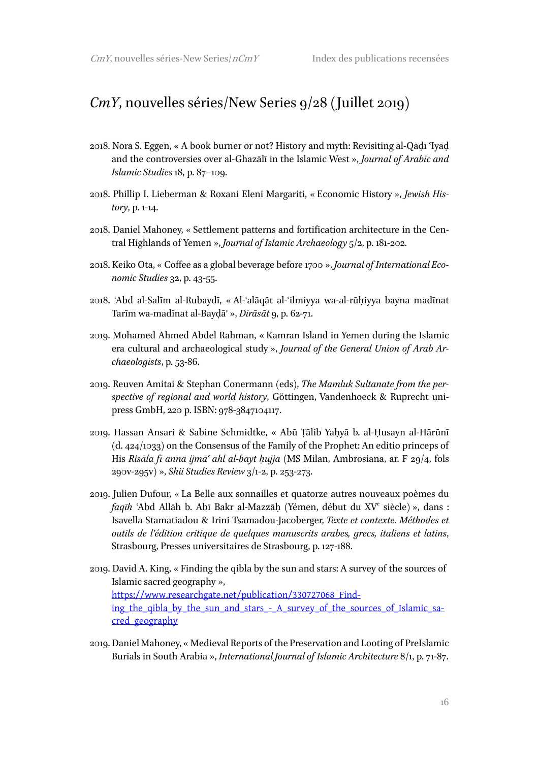## *CmY*, nouvelles séries/New Series 9/28 (Juillet 2019)

2018. Nora S. Eggen, « A book burner or not? History and myth: Revisiting al-Qāḍī ʿIyāḍ and the controversies over al-Ghazālī in the Islamic West », *Journal of Arabic and Islamic Studies* 18, p. 87–109.

2018. Phillip I. Lieberman & Roxani Eleni Margariti, « Economic History », *Jewish History*, p. 1-14.

2018. Daniel Mahoney, « Settlement patterns and fortification architecture in the Central Highlands of Yemen », *Journal of Islamic Archaeology* 5/2, p. 181-202.

2018. Keiko Ota, « Coffee as a global beverage before 1700 », *Journal of International Economic Studies* 32, p. 43-55.

2018. ʿAbd al-Salīm al-Rubaydī, « Al-ʿalāqāt al-ʿilmiyya wa-al-rūḥiyya bayna madīnat Tarīm wa-madīnat al-Bayḍāʾ », *Dirāsāt* 9, p. 62-71.

2019. Mohamed Ahmed Abdel Rahman, « Kamran Island in Yemen during the Islamic era cultural and archaeological study », *Journal of the General Union of Arab Archaeologists*, p. 53-86.

2019. Reuven Amitai & Stephan Conermann (eds), *The Mamluk Sultanate from the perspective of regional and world history*, Göttingen, Vandenhoeck & Ruprecht unipress GmbH, 220 p. ISBN: 978-3847104117.

2019. Hassan Ansari & Sabine Schmidtke, « Abū Ṭālib Yaḥyā b. al-Ḥusayn al-Hārūnī (d. 424/1033) on the Consensus of the Family of the Prophet: An editio princeps of His *Risāla fī anna ijmāʿ ahl al-bayt ḥujja* (MS Milan, Ambrosiana, ar. F 29/4, fols 290v-295v) », *Shii Studies Review* 3/1-2, p. 253-273.

2019. Julien Dufour, « La Belle aux sonnailles et quatorze autres nouveaux poèmes du *faqīh* ʿAbd Allāh b. Abī Bakr al-Mazzāḥ (Yémen, début du XVᵉ siècle) », dans : Isavella Stamatiadou & Irini Tsamadou-Jacoberger, *Texte et contexte. Méthodes et outils de l'édition critique de quelques manuscrits arabes, grecs, italiens et latins*, Strasbourg, Presses universitaires de Strasbourg, p. 127-188.

2019. David A. King, « Finding the qibla by the sun and stars: A survey of the sources of Islamic sacred geography », https://www.researchgate.net/publication/330727068_Finding_the_qibla_by_the_sun_and_stars_-_A_survey_of_the_sources_of_Islamic_sacred_geography

2019. Daniel Mahoney, « Medieval Reports of the Preservation and Looting of PreIslamic Burials in South Arabia », *International Journal of Islamic Architecture* 8/1, p. 71-87.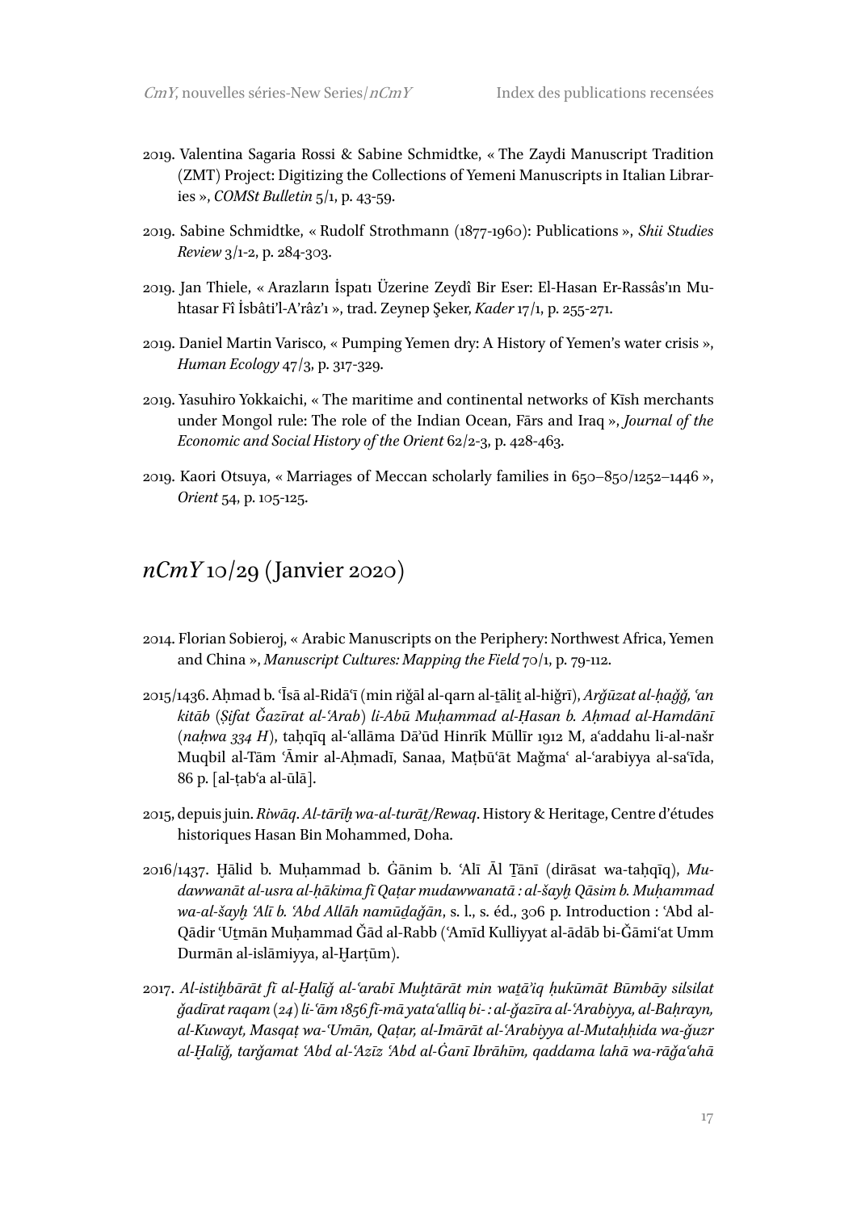2019. Valentina Sagaria Rossi & Sabine Schmidtke, « The Zaydi Manuscript Tradition (ZMT) Project: Digitizing the Collections of Yemeni Manuscripts in Italian Libraries », *COMSt Bulletin* 5/1, p. 43-59.

2019. Sabine Schmidtke, « Rudolf Strothmann (1877-1960): Publications », *Shii Studies Review* 3/1-2, p. 284-303.

2019. Jan Thiele, « Arazların İspatı Üzerine Zeydî Bir Eser: El-Hasan Er-Rassâs'ın Muhtasar Fî İsbâti'l-A'râz'ı », trad. Zeynep Şeker, *Kader* 17/1, p. 255-271.

2019. Daniel Martin Varisco, « Pumping Yemen dry: A History of Yemen's water crisis », *Human Ecology* 47/3, p. 317-329.

2019. Yasuhiro Yokkaichi, « The maritime and continental networks of Kīsh merchants under Mongol rule: The role of the Indian Ocean, Fārs and Iraq », *Journal of the Economic and Social History of the Orient* 62/2-3, p. 428-463.

2019. Kaori Otsuya, « Marriages of Meccan scholarly families in 650–850/1252–1446 », *Orient* 54, p. 105-125.

## *nCmY* 10/29 (Janvier 2020)

2014. Florian Sobieroj, « Arabic Manuscripts on the Periphery: Northwest Africa, Yemen and China », *Manuscript Cultures: Mapping the Field* 70/1, p. 79-112.

2015/1436. Aḥmad b. ʿĪsā al-Ridāʿī (min riǧāl al-qarn al-ṯāliṯ al-hiǧrī), *Arǧūzat al-ḥaǧǧ, ʿan kitāb (Ṣifat Ǧazīrat al-ʿArab) li-Abū Muḥammad al-Ḥasan b. Aḥmad al-Hamdānī (naḥwa 334 H)*, taḥqīq al-ʿallāma Dāʾūd Hinrīk Mūllīr 1912 M, aʿaddahu li-al-našr Muqbil al-Tām ʿĀmir al-Aḥmadī, Sanaa, Maṭbūʿāt Maǧmaʿ al-ʿarabiyya al-saʿīda, 86 p. [al-ṭabʿa al-ūlā].

2015, depuis juin. *Riwāq. Al-tārīḫ wa-al-turāṯ/Rewaq*. History & Heritage, Centre d'études historiques Hasan Bin Mohammed, Doha.

2016/1437. Ḫālid b. Muḥammad b. Ġānim b. ʿAlī Āl Ṯānī (dirāsat wa-taḥqīq), *Mudawwanāt al-usra al-ḥākima fī Qaṭar mudawwanatā : al-šayḫ Qāsim b. Muḥammad wa-al-šayḫ ʿAlī b. ʿAbd Allāh namūḏaǧān*, s. l., s. éd., 306 p. Introduction : ʿAbd al-Qādir ʿUṯmān Muḥammad Ǧād al-Rabb (ʿAmīd Kulliyyat al-ādāb bi-Ǧāmiʿat Umm Durmān al-islāmiyya, al-Ḫarṭūm).

2017. *Al-istiḫbārāt fī al-Ḫalīǧ al-ʿarabī Muḫtārāt min waṯāʾiq ḥukūmāt Būmbāy silsilat ǧadīrat raqam (24) li-ʿām 1856 fī-mā yataʿalliq bi- : al-ǧazīra al-ʿArabiyya, al-Baḥrayn, al-Kuwayt, Masqaṭ wa-ʿUmān, Qaṭar, al-Imārāt al-ʿArabiyya al-Mutaḥḥida wa-ǧuzr al-Ḫalīǧ, tarǧamat ʿAbd al-ʿAzīz ʿAbd al-Ġanī Ibrāhīm, qaddama lahā wa-rāǧaʿahā*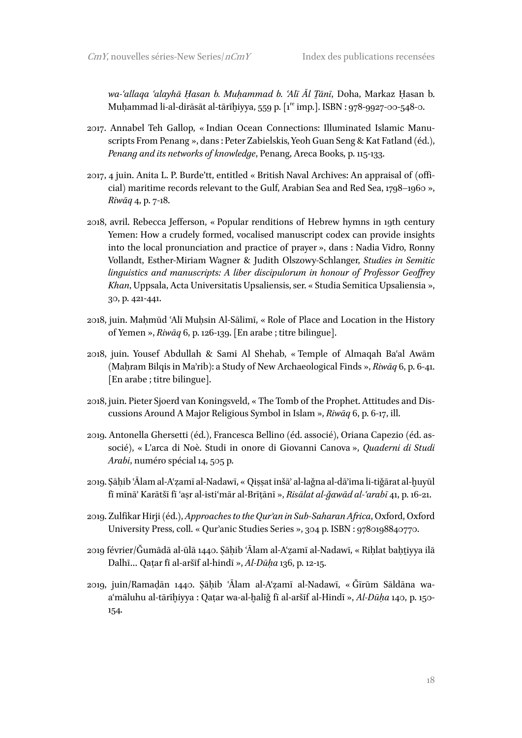*wa-ʿallaqa ʿalayhā Ḥasan b. Muḥammad b. ʿAlī Āl Ṯānī*, Doha, Markaz Ḥasan b. Muḥammad li-al-dirāsāt al-tārīḫiyya, 559 p. [1[re] imp.]. ISBN : 978-9927-00-548-0.

2017. Annabel Teh Gallop, « Indian Ocean Connections: Illuminated Islamic Manuscripts From Penang », dans : Peter Zabielskis, Yeoh Guan Seng & Kat Fatland (éd.), *Penang and its networks of knowledge*, Penang, Areca Books, p. 115-133.

2017, 4 juin. Anita L. P. Burde'tt, entitled « British Naval Archives: An appraisal of (official) maritime records relevant to the Gulf, Arabian Sea and Red Sea, 1798–1960 », *Riwāq* 4, p. 7-18.

2018, avril. Rebecca Jefferson, « Popular renditions of Hebrew hymns in 19th century Yemen: How a crudely formed, vocalised manuscript codex can provide insights into the local pronunciation and practice of prayer », dans : Nadia Vidro, Ronny Vollandt, Esther-Miriam Wagner & Judith Olszowy-Schlanger, *Studies in Semitic linguistics and manuscripts: A liber discipulorum in honour of Professor Geoffrey Khan*, Uppsala, Acta Universitatis Upsaliensis, ser. « Studia Semitica Upsaliensia », 30, p. 421-441.

2018, juin. Maḥmūd ʿAlī Muḥsin Al-Sālimī, « Role of Place and Location in the History of Yemen », *Riwāq* 6, p. 126-139. [En arabe ; titre bilingue].

2018, juin. Yousef Abdullah & Sami Al Shehab, « Temple of Almaqah Baʿal Awām (Maḥram Bilqis in Ma'rib): a Study of New Archaeological Finds », *Riwāq* 6, p. 6-41. [En arabe ; titre bilingue].

2018, juin. Pieter Sjoerd van Koningsveld, « The Tomb of the Prophet. Attitudes and Discussions Around A Major Religious Symbol in Islam », *Riwāq* 6, p. 6-17, ill.

2019. Antonella Ghersetti (éd.), Francesca Bellino (éd. associé), Oriana Capezio (éd. associé), « L'arca di Noè. Studi in onore di Giovanni Canova », *Quaderni di Studi Arabi*, numéro spécial 14, 505 p.

2019. Ṣāḥib ʿĀlam al-Aʿẓamī al-Nadawī, « Qiṣṣat inšā' al-laǧna al-dā'ima li-tiǧārat al-ḫuyūl fī mīnā' Karātšī fī ʿaṣr al-istiʿmār al-Brīṭānī », *Risālat al-ǧawād al-ʿarabī* 41, p. 16-21.

2019. Zulfikar Hirji (éd.), *Approaches to the Qur'an in Sub-Saharan Africa*, Oxford, Oxford University Press, coll. « Qur'anic Studies Series », 304 p. ISBN : 9780198840770.

2019 février/Ǧumādā al-ūlā 1440. Ṣāḥib ʿĀlam al-Aʿẓamī al-Nadawī, « Riḥlat baḥṯiyya ilā Dalhī… Qaṭar fī al-aršīf al-hindī », *Al-Dūḥa* 136, p. 12-15.

2019, juin/Ramaḍān 1440. Ṣāḥib ʿĀlam al-Aʿẓamī al-Nadawī, « Ǧīrūm Sāldāna wa-aʿmāluhu al-tārīḫiyya : Qaṭar wa-al-ḫalīǧ fī al-aršīf al-Hindī », *Al-Dūḥa* 140, p. 150-154.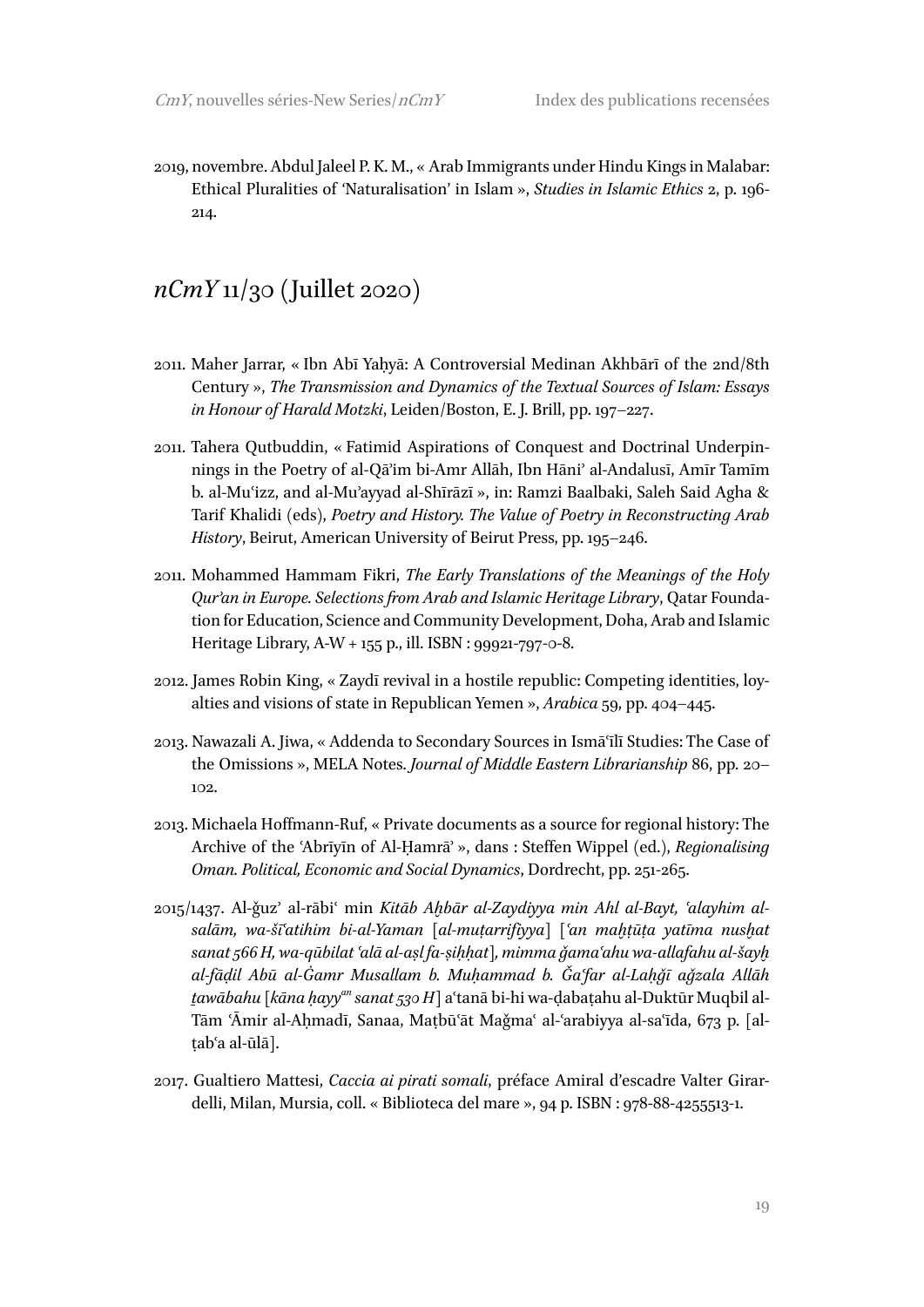2019, novembre. Abdul Jaleel P. K. M., « Arab Immigrants under Hindu Kings in Malabar: Ethical Pluralities of 'Naturalisation' in Islam », *Studies in Islamic Ethics* 2, p. 196-214.

## *nCmY* 11/30 (Juillet 2020)

2011. Maher Jarrar, « Ibn Abī Yaḥyā: A Controversial Medinan Akhbārī of the 2nd/8th Century », *The Transmission and Dynamics of the Textual Sources of Islam: Essays in Honour of Harald Motzki*, Leiden/Boston, E. J. Brill, pp. 197–227.

2011. Tahera Qutbuddin, « Fatimid Aspirations of Conquest and Doctrinal Underpinnings in the Poetry of al-Qā'im bi-Amr Allāh, Ibn Hānī' al-Andalusī, Amīr Tamīm b. al-Muʿizz, and al-Mu'ayyad al-Shīrāzī », in: Ramzi Baalbaki, Saleh Said Agha & Tarif Khalidi (eds), *Poetry and History. The Value of Poetry in Reconstructing Arab History*, Beirut, American University of Beirut Press, pp. 195–246.

2011. Mohammed Hammam Fikri, *The Early Translations of the Meanings of the Holy Qur'an in Europe. Selections from Arab and Islamic Heritage Library*, Qatar Foundation for Education, Science and Community Development, Doha, Arab and Islamic Heritage Library, A-W + 155 p., ill. ISBN : 99921-797-0-8.

2012. James Robin King, « Zaydī revival in a hostile republic: Competing identities, loyalties and visions of state in Republican Yemen », *Arabica* 59, pp. 404–445.

2013. Nawazali A. Jiwa, « Addenda to Secondary Sources in Ismāʿīlī Studies: The Case of the Omissions », MELA Notes. *Journal of Middle Eastern Librarianship* 86, pp. 20–102.

2013. Michaela Hoffmann-Ruf, « Private documents as a source for regional history: The Archive of the ʿAbrīyīn of Al-Ḥamrā' », dans : Steffen Wippel (ed.), *Regionalising Oman. Political, Economic and Social Dynamics*, Dordrecht, pp. 251-265.

2015/1437. Al-ǧuz' al-rābiʿ min *Kitāb Aḫbār al-Zaydiyya min Ahl al-Bayt, ʿalayhim al-salām, wa-šīʿatihim bi-al-Yaman* [*al-muṭarrifiyya*] [*ʿan maḫṭūṭa yatīma nusḫat sanat 566 H, wa-qūbilat ʿalā al-aṣl fa-ṣiḥḥat*], *mimma ǧamaʿahu wa-allafahu al-šayḫ al-fāḍil Abū al-Ġamr Musallam b. Muḥammad b. Ǧaʿfar al-Laḥǧī aǧzala Allāh ṯawābahu* [*kāna ḥayy*[an] *sanat 530 H*] aʿtanā bi-hi wa-ḍabaṭahu al-Duktūr Muqbil al-Tām ʿĀmir al-Aḥmadī, Sanaa, Maṭbūʿāt Maǧmaʿ al-ʿarabiyya al-saʿīda, 673 p. [al-ṭabʿa al-ūlā].

2017. Gualtiero Mattesi, *Caccia ai pirati somali*, préface Amiral d'escadre Valter Girardelli, Milan, Mursia, coll. « Biblioteca del mare », 94 p. ISBN : 978-88-4255513-1.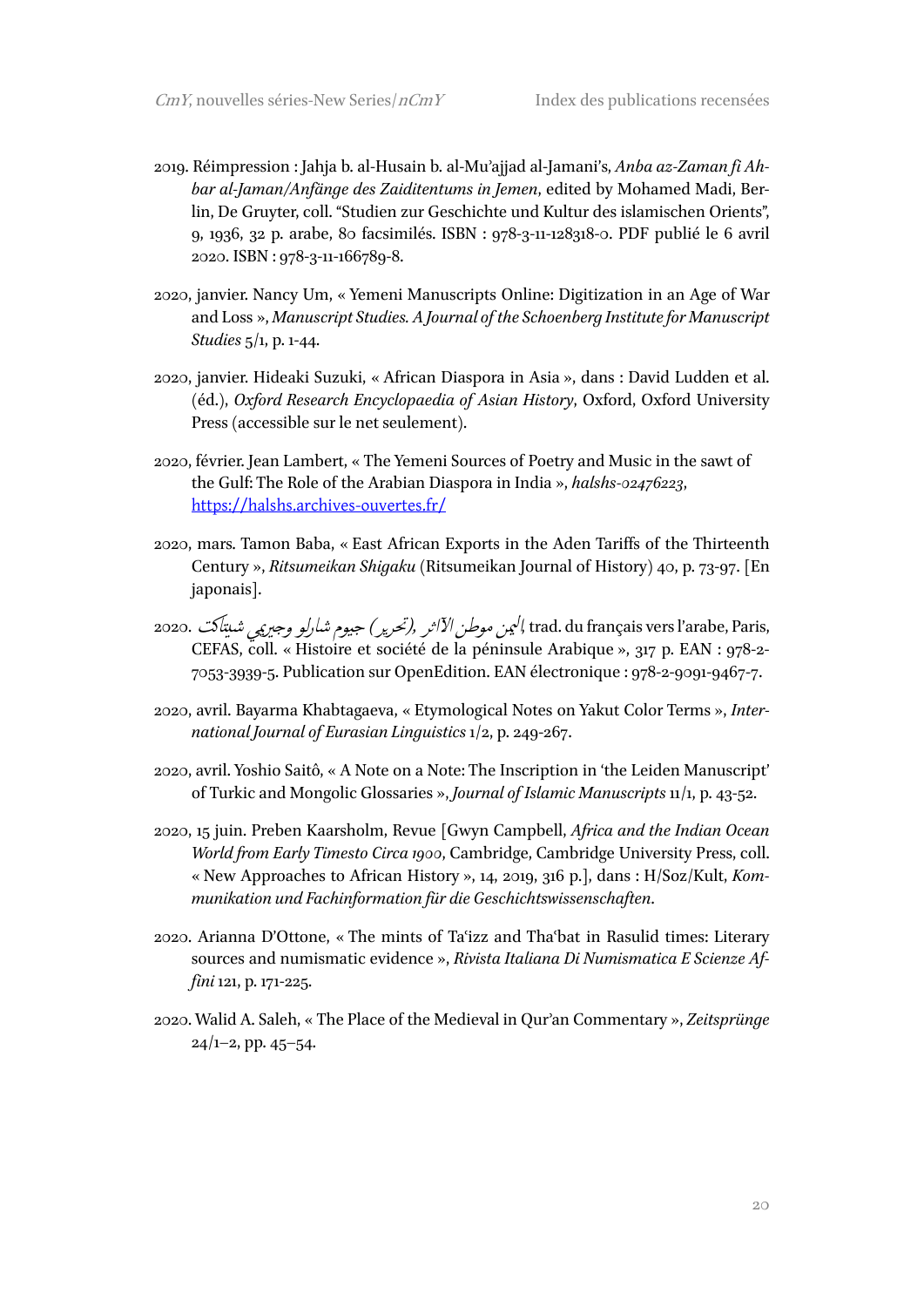2019. Réimpression : Jahja b. al-Husain b. al-Mu'ajjad al-Jamani's, *Anba az-Zaman fi Ahbar al-Jaman/Anfänge des Zaiditentums in Jemen*, edited by Mohamed Madi, Berlin, De Gruyter, coll. "Studien zur Geschichte und Kultur des islamischen Orients", 9, 1936, 32 p. arabe, 80 facsimilés. ISBN : 978-3-11-128318-0. PDF publié le 6 avril 2020. ISBN : 978-3-11-166789-8.

2020, janvier. Nancy Um, « Yemeni Manuscripts Online: Digitization in an Age of War and Loss », *Manuscript Studies. A Journal of the Schoenberg Institute for Manuscript Studies* 5/1, p. 1-44.

2020, janvier. Hideaki Suzuki, « African Diaspora in Asia », dans : David Ludden et al. (éd.), *Oxford Research Encyclopaedia of Asian History*, Oxford, Oxford University Press (accessible sur le net seulement).

2020, février. Jean Lambert, « The Yemeni Sources of Poetry and Music in the sawt of the Gulf: The Role of the Arabian Diaspora in India », *halshs-02476223*, https://halshs.archives-ouvertes.fr/

2020, mars. Tamon Baba, « East African Exports in the Aden Tariffs of the Thirteenth Century », *Ritsumeikan Shigaku* (Ritsumeikan Journal of History) 40, p. 73-97. [En japonais].

2020. جيوم شارلو وجيريمي شيتاكت (تحرير), *اليمن موطن الآثار*, trad. du français vers l'arabe, Paris, CEFAS, coll. « Histoire et société de la péninsule Arabique », 317 p. EAN : 978-2-7053-3939-5. Publication sur OpenEdition. EAN électronique : 978-2-9091-9467-7.

2020, avril. Bayarma Khabtagaeva, « Etymological Notes on Yakut Color Terms », *International Journal of Eurasian Linguistics* 1/2, p. 249-267.

2020, avril. Yoshio Saitô, « A Note on a Note: The Inscription in 'the Leiden Manuscript' of Turkic and Mongolic Glossaries », *Journal of Islamic Manuscripts* 11/1, p. 43-52.

2020, 15 juin. Preben Kaarsholm, Revue [Gwyn Campbell, *Africa and the Indian Ocean World from Early Timesto Circa 1900*, Cambridge, Cambridge University Press, coll. « New Approaches to African History », 14, 2019, 316 p.], dans : H/Soz/Kult, *Kommunikation und Fachinformation für die Geschichtswissenschaften*.

2020. Arianna D'Ottone, « The mints of Ta'izz and Tha'bat in Rasulid times: Literary sources and numismatic evidence », *Rivista Italiana Di Numismatica E Scienze Affini* 121, p. 171-225.

2020. Walid A. Saleh, « The Place of the Medieval in Qur'an Commentary », *Zeitsprünge* 24/1–2, pp. 45–54.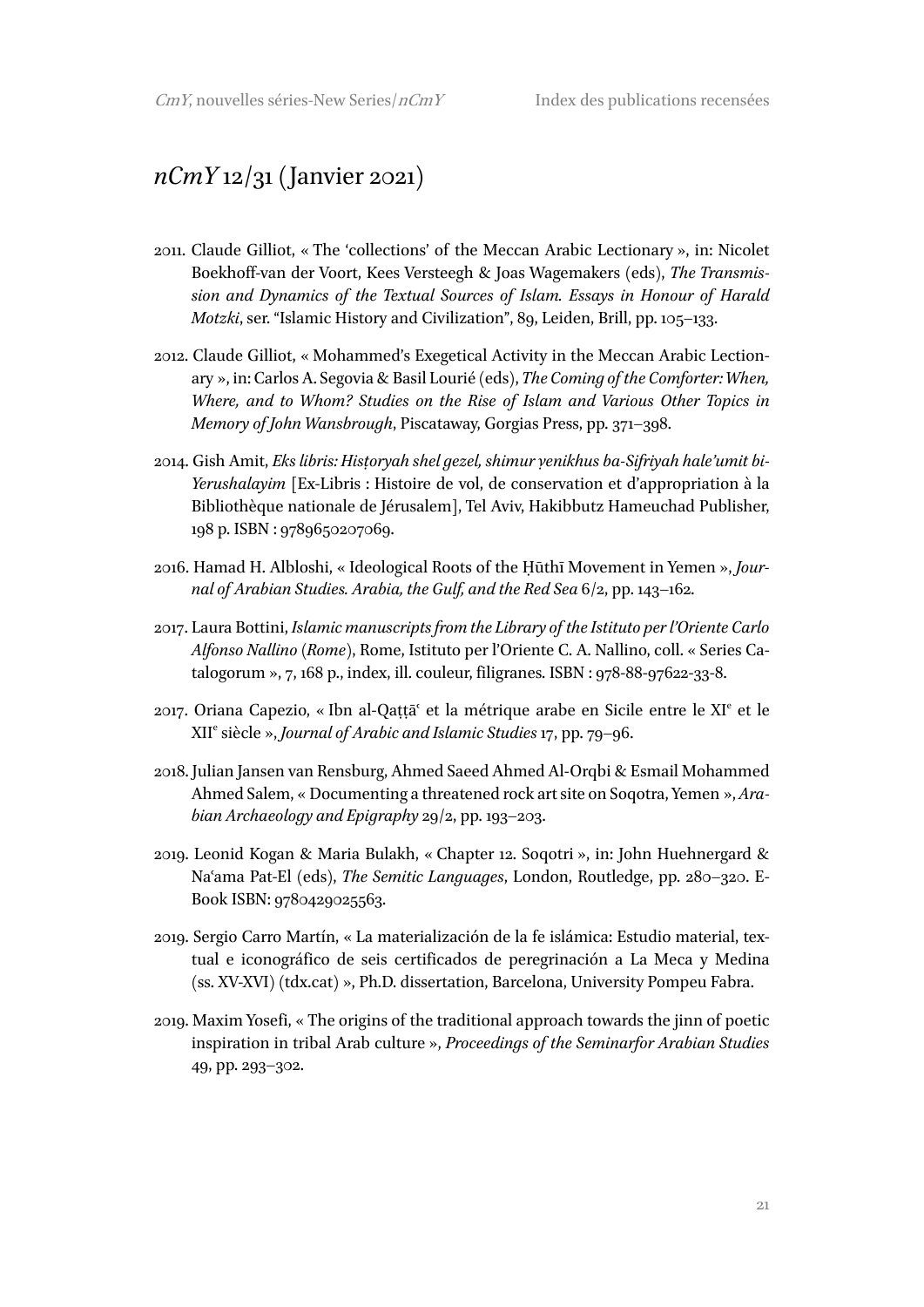## *nCmY* 12/31 (Janvier 2021)

2011. Claude Gilliot, « The 'collections' of the Meccan Arabic Lectionary », in: Nicolet Boekhoff-van der Voort, Kees Versteegh & Joas Wagemakers (eds), *The Transmission and Dynamics of the Textual Sources of Islam. Essays in Honour of Harald Motzki*, ser. "Islamic History and Civilization", 89, Leiden, Brill, pp. 105–133.

2012. Claude Gilliot, « Mohammed's Exegetical Activity in the Meccan Arabic Lectionary », in: Carlos A. Segovia & Basil Lourié (eds), *The Coming of the Comforter: When, Where, and to Whom? Studies on the Rise of Islam and Various Other Topics in Memory of John Wansbrough*, Piscataway, Gorgias Press, pp. 371–398.

2014. Gish Amit, *Eks libris: Hisṭoryah shel gezel, shimur ṿenikhus ba-Sifriyah hale'umit bi-Yerushalayim* [Ex-Libris : Histoire de vol, de conservation et d'appropriation à la Bibliothèque nationale de Jérusalem], Tel Aviv, Hakibbutz Hameuchad Publisher, 198 p. ISBN : 9789650207069.

2016. Hamad H. Albloshi, « Ideological Roots of the Ḥūthī Movement in Yemen », *Journal of Arabian Studies. Arabia, the Gulf, and the Red Sea* 6/2, pp. 143–162.

2017. Laura Bottini, *Islamic manuscripts from the Library of the Istituto per l'Oriente Carlo Alfonso Nallino (Rome)*, Rome, Istituto per l'Oriente C. A. Nallino, coll. « Series Catalogorum », 7, 168 p., index, ill. couleur, filigranes. ISBN : 978-88-97622-33-8.

2017. Oriana Capezio, « Ibn al-Qaṭṭāʿ et la métrique arabe en Sicile entre le XI[e] et le XII[e] siècle », *Journal of Arabic and Islamic Studies* 17, pp. 79–96.

2018. Julian Jansen van Rensburg, Ahmed Saeed Ahmed Al-Orqbi & Esmail Mohammed Ahmed Salem, « Documenting a threatened rock art site on Soqotra, Yemen », *Arabian Archaeology and Epigraphy* 29/2, pp. 193–203.

2019. Leonid Kogan & Maria Bulakh, « Chapter 12. Soqotri », in: John Huehnergard & Naʿama Pat-El (eds), *The Semitic Languages*, London, Routledge, pp. 280–320. E-Book ISBN: 9780429025563.

2019. Sergio Carro Martín, « La materialización de la fe islámica: Estudio material, textual e iconográfico de seis certificados de peregrinación a La Meca y Medina (ss. XV-XVI) (tdx.cat) », Ph.D. dissertation, Barcelona, University Pompeu Fabra.

2019. Maxim Yosefi, « The origins of the traditional approach towards the jinn of poetic inspiration in tribal Arab culture », *Proceedings of the Seminarfor Arabian Studies* 49, pp. 293–302.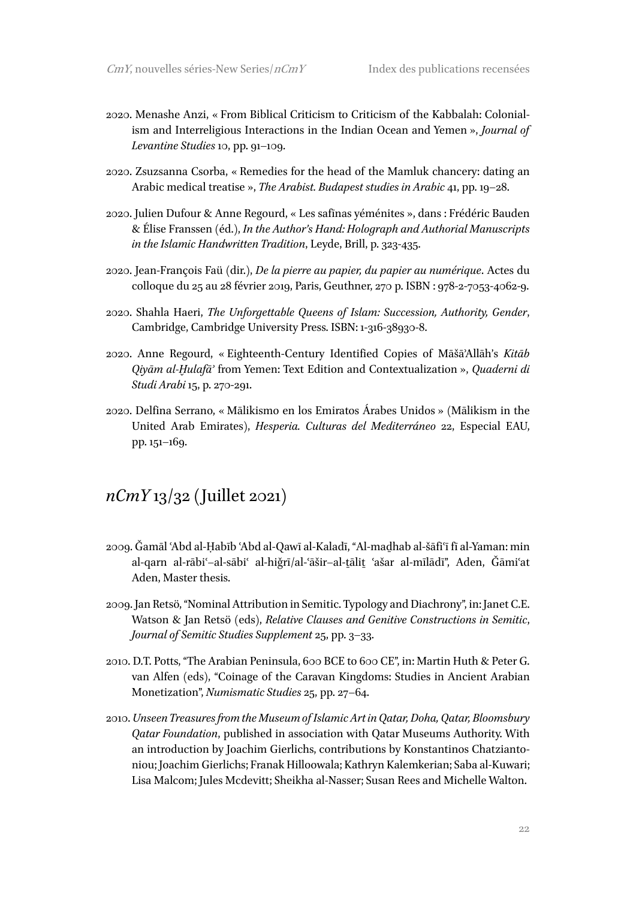2020. Menashe Anzi, « From Biblical Criticism to Criticism of the Kabbalah: Colonialism and Interreligious Interactions in the Indian Ocean and Yemen », *Journal of Levantine Studies* 10, pp. 91–109.

2020. Zsuzsanna Csorba, « Remedies for the head of the Mamluk chancery: dating an Arabic medical treatise », *The Arabist. Budapest studies in Arabic* 41, pp. 19–28.

2020. Julien Dufour & Anne Regourd, « Les safīnas yéménites », dans : Frédéric Bauden & Élise Franssen (éd.), *In the Author's Hand: Holograph and Authorial Manuscripts in the Islamic Handwritten Tradition*, Leyde, Brill, p. 323-435.

2020. Jean-François Faü (dir.), *De la pierre au papier, du papier au numérique*. Actes du colloque du 25 au 28 février 2019, Paris, Geuthner, 270 p. ISBN : 978-2-7053-4062-9.

2020. Shahla Haeri, *The Unforgettable Queens of Islam: Succession, Authority, Gender*, Cambridge, Cambridge University Press. ISBN: 1-316-38930-8.

2020. Anne Regourd, « Eighteenth-Century Identified Copies of Māšā'Allāh's *Kitāb Qiyām al-Ḫulafā'* from Yemen: Text Edition and Contextualization », *Quaderni di Studi Arabi* 15, p. 270-291.

2020. Delfina Serrano, « Mālikismo en los Emiratos Árabes Unidos » (Mālikism in the United Arab Emirates), *Hesperia. Culturas del Mediterráneo* 22, Especial EAU, pp. 151–169.

## *nCmY* 13/32 (Juillet 2021)

2009. Ǧamāl ʿAbd al-Ḥabīb ʿAbd al-Qawī al-Kaladī, "Al-maḏhab al-šāfiʿī fī al-Yaman: min al-qarn al-rābiʿ–al-sābiʿ al-hiǧrī/al-ʿāšir–al-ṯāliṯ ʿašar al-mīlādī", Aden, Ǧāmiʿat Aden, Master thesis.

2009. Jan Retsö, "Nominal Attribution in Semitic. Typology and Diachrony", in: Janet C.E. Watson & Jan Retsö (eds), *Relative Clauses and Genitive Constructions in Semitic*, *Journal of Semitic Studies Supplement* 25, pp. 3–33.

2010. D.T. Potts, "The Arabian Peninsula, 600 BCE to 600 CE", in: Martin Huth & Peter G. van Alfen (eds), "Coinage of the Caravan Kingdoms: Studies in Ancient Arabian Monetization", *Numismatic Studies* 25, pp. 27–64.

2010. *Unseen Treasures from the Museum of Islamic Art in Qatar, Doha, Qatar, Bloomsbury Qatar Foundation*, published in association with Qatar Museums Authority. With an introduction by Joachim Gierlichs, contributions by Konstantinos Chatziantoniou; Joachim Gierlichs; Franak Hilloowala; Kathryn Kalemkerian; Saba al-Kuwari; Lisa Malcom; Jules Mcdevitt; Sheikha al-Nasser; Susan Rees and Michelle Walton.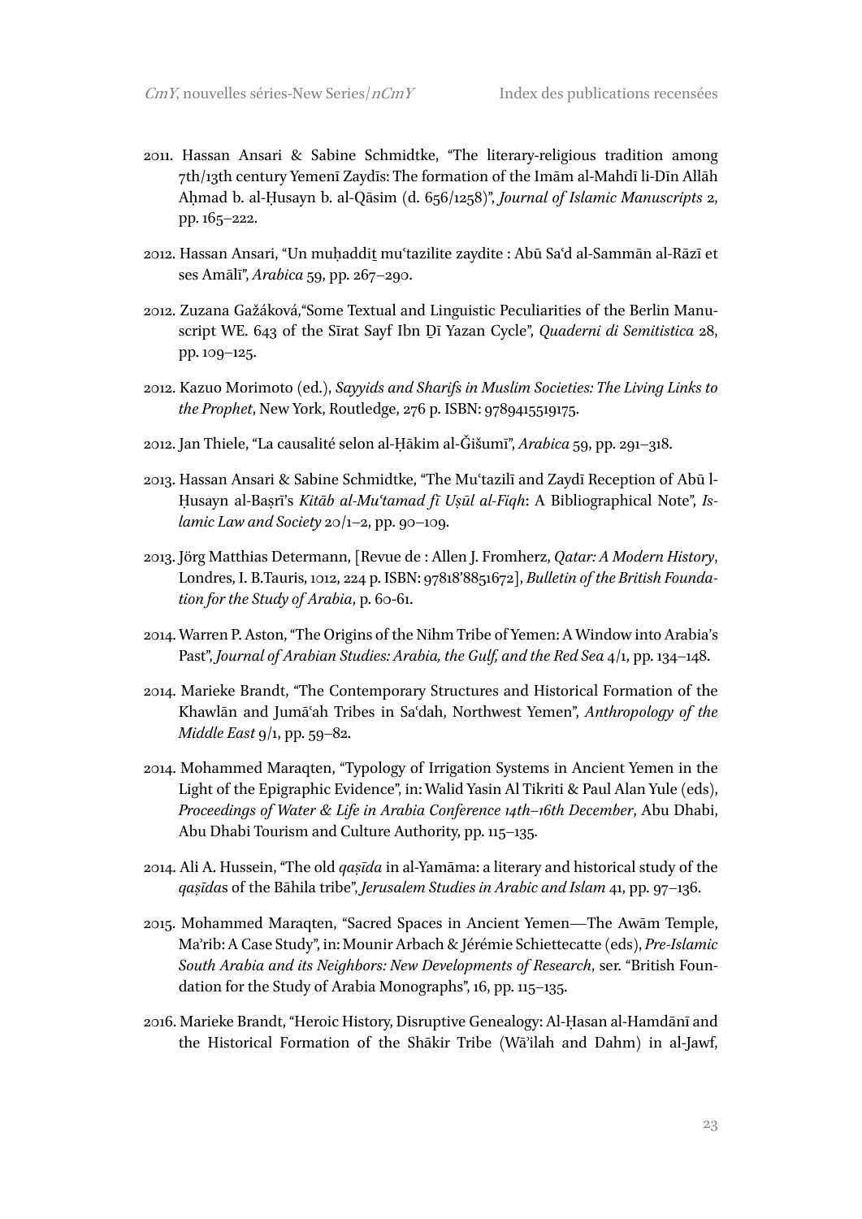2011. Hassan Ansari & Sabine Schmidtke, "The literary-religious tradition among 7th/13th century Yemenī Zaydīs: The formation of the Imām al-Mahdī li-Dīn Allāh Aḥmad b. al-Ḥusayn b. al-Qāsim (d. 656/1258)", *Journal of Islamic Manuscripts* 2, pp. 165–222.

2012. Hassan Ansari, "Un muḥaddiṯ mu'tazilite zaydite : Abū Sa'd al-Sammān al-Rāzī et ses Amālī", *Arabica* 59, pp. 267–290.

2012. Zuzana Gažáková,"Some Textual and Linguistic Peculiarities of the Berlin Manuscript WE. 643 of the Sīrat Sayf Ibn Ḏī Yazan Cycle", *Quaderni di Semitistica* 28, pp. 109–125.

2012. Kazuo Morimoto (ed.), *Sayyids and Sharifs in Muslim Societies: The Living Links to the Prophet*, New York, Routledge, 276 p. ISBN: 9789415519175.

2012. Jan Thiele, "La causalité selon al-Ḥākim al-Ǧišumī", *Arabica* 59, pp. 291–318.

2013. Hassan Ansari & Sabine Schmidtke, "The Mu'tazilī and Zaydī Reception of Abū l-Ḥusayn al-Baṣrī's *Kitāb al-Mu'tamad fī Uṣūl al-Fiqh*: A Bibliographical Note", *Islamic Law and Society* 20/1–2, pp. 90–109.

2013. Jörg Matthias Determann, [Revue de : Allen J. Fromherz, *Qatar: A Modern History*, Londres, I. B.Tauris, 1012, 224 p. ISBN: 97818'8851672], *Bulletin of the British Foundation for the Study of Arabia*, p. 60-61.

2014. Warren P. Aston, "The Origins of the Nihm Tribe of Yemen: A Window into Arabia's Past", *Journal of Arabian Studies: Arabia, the Gulf, and the Red Sea* 4/1, pp. 134–148.

2014. Marieke Brandt, "The Contemporary Structures and Historical Formation of the Khawlān and Jumā'ah Tribes in Sa'dah, Northwest Yemen", *Anthropology of the Middle East* 9/1, pp. 59–82.

2014. Mohammed Maraqten, "Typology of Irrigation Systems in Ancient Yemen in the Light of the Epigraphic Evidence", in: Walid Yasin Al Tikriti & Paul Alan Yule (eds), *Proceedings of Water & Life in Arabia Conference 14th–16th December*, Abu Dhabi, Abu Dhabi Tourism and Culture Authority, pp. 115–135.

2014. Ali A. Hussein, "The old *qaṣīda* in al-Yamāma: a literary and historical study of the *qaṣīda*s of the Bāhila tribe", *Jerusalem Studies in Arabic and Islam* 41, pp. 97–136.

2015. Mohammed Maraqten, "Sacred Spaces in Ancient Yemen—The Awām Temple, Ma'rib: A Case Study", in: Mounir Arbach & Jérémie Schiettecatte (eds), *Pre-Islamic South Arabia and its Neighbors: New Developments of Research*, ser. "British Foundation for the Study of Arabia Monographs", 16, pp. 115–135.

2016. Marieke Brandt, "Heroic History, Disruptive Genealogy: Al-Ḥasan al-Hamdānī and the Historical Formation of the Shākir Tribe (Wā'ilah and Dahm) in al-Jawf,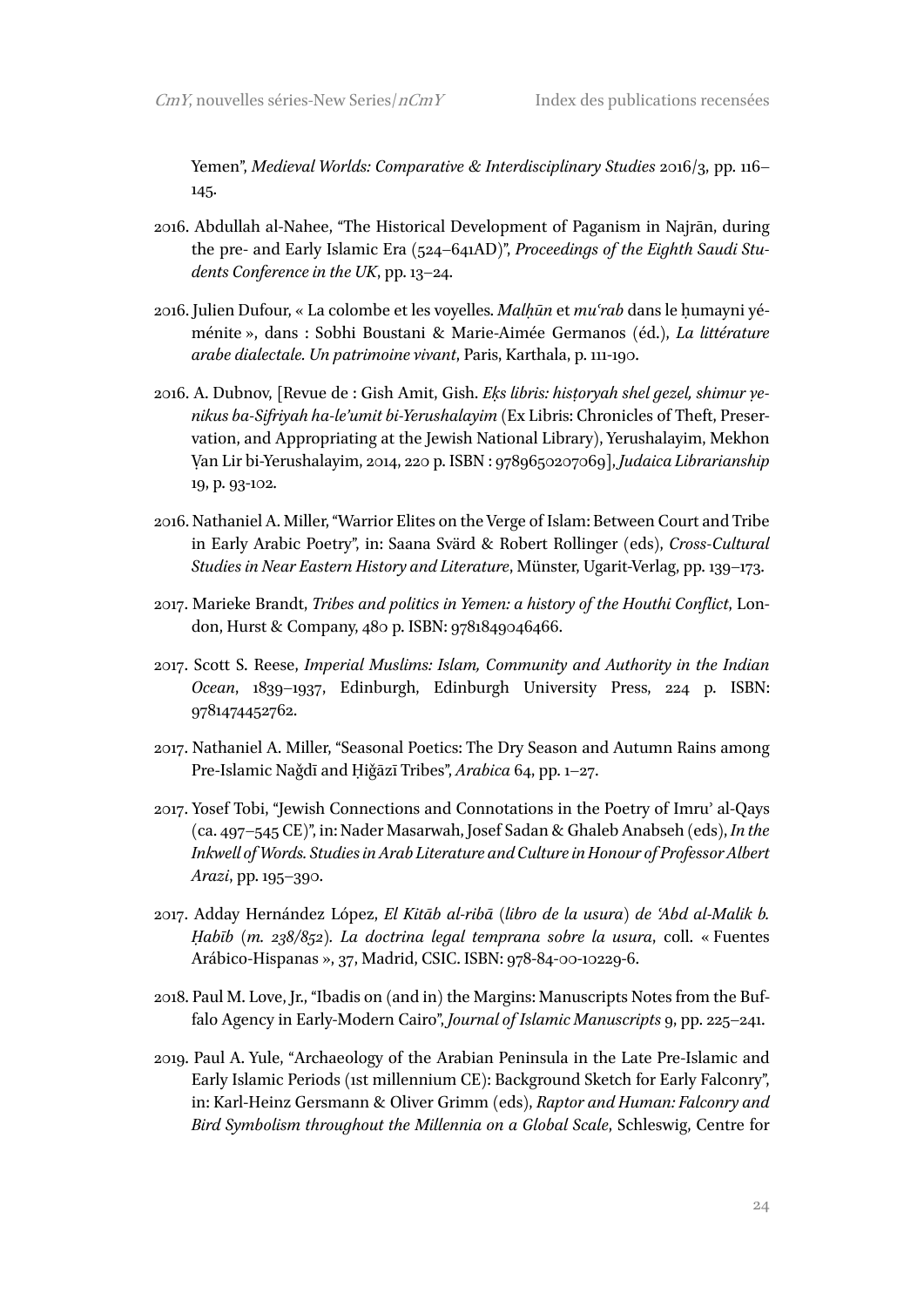Yemen", *Medieval Worlds: Comparative & Interdisciplinary Studies* 2016/3, pp. 116–145.

2016. Abdullah al-Nahee, "The Historical Development of Paganism in Najrān, during the pre- and Early Islamic Era (524–641AD)", *Proceedings of the Eighth Saudi Students Conference in the UK*, pp. 13–24.

2016. Julien Dufour, « La colombe et les voyelles. *Malḥūn* et *muʿrab* dans le ḥumayni yéménite », dans : Sobhi Boustani & Marie-Aimée Germanos (éd.), *La littérature arabe dialectale. Un patrimoine vivant*, Paris, Karthala, p. 111-190.

2016. A. Dubnov, [Revue de : Gish Amit, Gish. *Eḳs libris: hisṭoryah shel gezel, shimur ṿe-nikus ba-Sifriyah ha-le'umit bi-Yerushalayim* (Ex Libris: Chronicles of Theft, Preservation, and Appropriating at the Jewish National Library), Yerushalayim, Mekhon Ṿan Lir bi-Yerushalayim, 2014, 220 p. ISBN : 9789650207069], *Judaica Librarianship* 19, p. 93-102.

2016. Nathaniel A. Miller, "Warrior Elites on the Verge of Islam: Between Court and Tribe in Early Arabic Poetry", in: Saana Svärd & Robert Rollinger (eds), *Cross-Cultural Studies in Near Eastern History and Literature*, Münster, Ugarit-Verlag, pp. 139–173.

2017. Marieke Brandt, *Tribes and politics in Yemen: a history of the Houthi Conflict*, London, Hurst & Company, 480 p. ISBN: 9781849046466.

2017. Scott S. Reese, *Imperial Muslims: Islam, Community and Authority in the Indian Ocean*, 1839–1937, Edinburgh, Edinburgh University Press, 224 p. ISBN: 9781474452762.

2017. Nathaniel A. Miller, "Seasonal Poetics: The Dry Season and Autumn Rains among Pre-Islamic Naǧdī and Ḥiǧāzī Tribes", *Arabica* 64, pp. 1–27.

2017. Yosef Tobi, "Jewish Connections and Connotations in the Poetry of Imru' al-Qays (ca. 497–545 CE)", in: Nader Masarwah, Josef Sadan & Ghaleb Anabseh (eds), *In the Inkwell of Words. Studies in Arab Literature and Culture in Honour of Professor Albert Arazi*, pp. 195–390.

2017. Adday Hernández López, *El Kitāb al-ribā* (*libro de la usura*) *de ʿAbd al-Malik b. Ḥabīb* (*m. 238/852*). *La doctrina legal temprana sobre la usura*, coll. « Fuentes Arábico-Hispanas », 37, Madrid, CSIC. ISBN: 978-84-00-10229-6.

2018. Paul M. Love, Jr., "Ibadis on (and in) the Margins: Manuscripts Notes from the Buffalo Agency in Early-Modern Cairo", *Journal of Islamic Manuscripts* 9, pp. 225–241.

2019. Paul A. Yule, "Archaeology of the Arabian Peninsula in the Late Pre-Islamic and Early Islamic Periods (1st millennium CE): Background Sketch for Early Falconry", in: Karl-Heinz Gersmann & Oliver Grimm (eds), *Raptor and Human: Falconry and Bird Symbolism throughout the Millennia on a Global Scale*, Schleswig, Centre for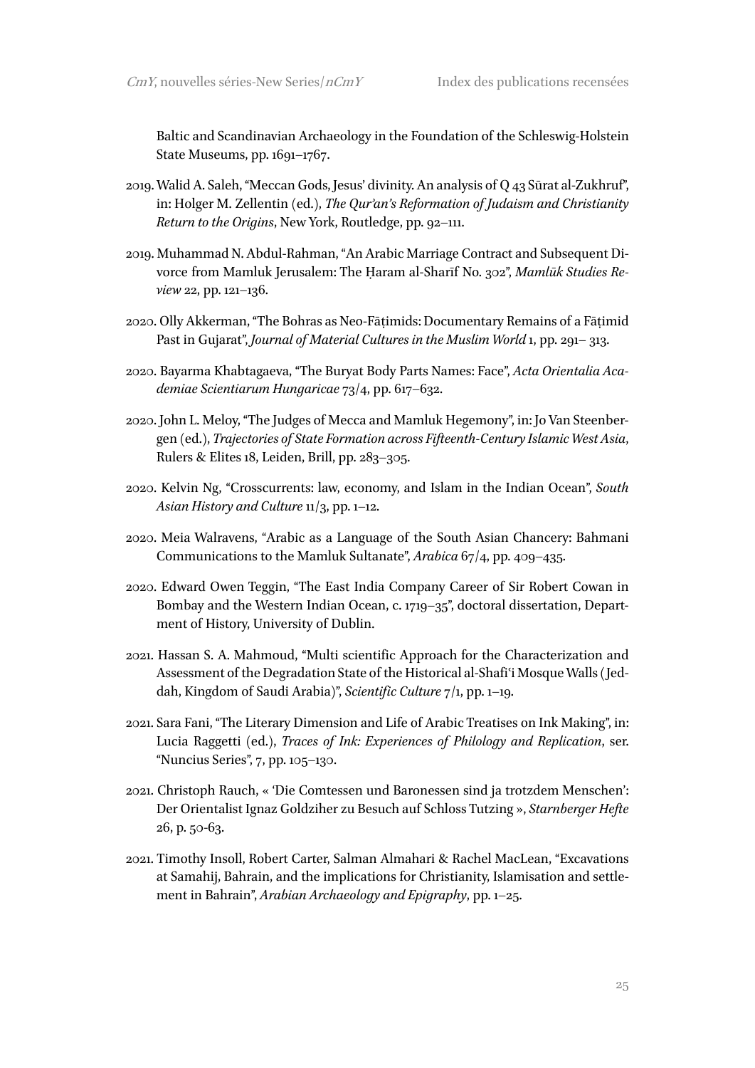Baltic and Scandinavian Archaeology in the Foundation of the Schleswig-Holstein State Museums, pp. 1691–1767.

2019. Walid A. Saleh, "Meccan Gods, Jesus' divinity. An analysis of Q 43 Sūrat al-Zukhruf", in: Holger M. Zellentin (ed.), *The Qur'an's Reformation of Judaism and Christianity Return to the Origins*, New York, Routledge, pp. 92–111.

2019. Muhammad N. Abdul-Rahman, "An Arabic Marriage Contract and Subsequent Divorce from Mamluk Jerusalem: The Ḥaram al-Sharīf No. 302", *Mamlūk Studies Review* 22, pp. 121–136.

2020. Olly Akkerman, "The Bohras as Neo-Fāṭimids: Documentary Remains of a Fāṭimid Past in Gujarat", *Journal of Material Cultures in the Muslim World* 1, pp. 291– 313.

2020. Bayarma Khabtagaeva, "The Buryat Body Parts Names: Face", *Acta Orientalia Academiae Scientiarum Hungaricae* 73/4, pp. 617–632.

2020. John L. Meloy, "The Judges of Mecca and Mamluk Hegemony", in: Jo Van Steenbergen (ed.), *Trajectories of State Formation across Fifteenth-Century Islamic West Asia*, Rulers & Elites 18, Leiden, Brill, pp. 283–305.

2020. Kelvin Ng, "Crosscurrents: law, economy, and Islam in the Indian Ocean", *South Asian History and Culture* 11/3, pp. 1–12.

2020. Meia Walravens, "Arabic as a Language of the South Asian Chancery: Bahmani Communications to the Mamluk Sultanate", *Arabica* 67/4, pp. 409–435.

2020. Edward Owen Teggin, "The East India Company Career of Sir Robert Cowan in Bombay and the Western Indian Ocean, c. 1719–35", doctoral dissertation, Department of History, University of Dublin.

2021. Hassan S. A. Mahmoud, "Multi scientific Approach for the Characterization and Assessment of the Degradation State of the Historical al-Shafi'i Mosque Walls (Jeddah, Kingdom of Saudi Arabia)", *Scientific Culture* 7/1, pp. 1–19.

2021. Sara Fani, "The Literary Dimension and Life of Arabic Treatises on Ink Making", in: Lucia Raggetti (ed.), *Traces of Ink: Experiences of Philology and Replication*, ser. "Nuncius Series", 7, pp. 105–130.

2021. Christoph Rauch, « 'Die Comtessen und Baronessen sind ja trotzdem Menschen': Der Orientalist Ignaz Goldziher zu Besuch auf Schloss Tutzing », *Starnberger Hefte* 26, p. 50-63.

2021. Timothy Insoll, Robert Carter, Salman Almahari & Rachel MacLean, "Excavations at Samahij, Bahrain, and the implications for Christianity, Islamisation and settlement in Bahrain", *Arabian Archaeology and Epigraphy*, pp. 1–25.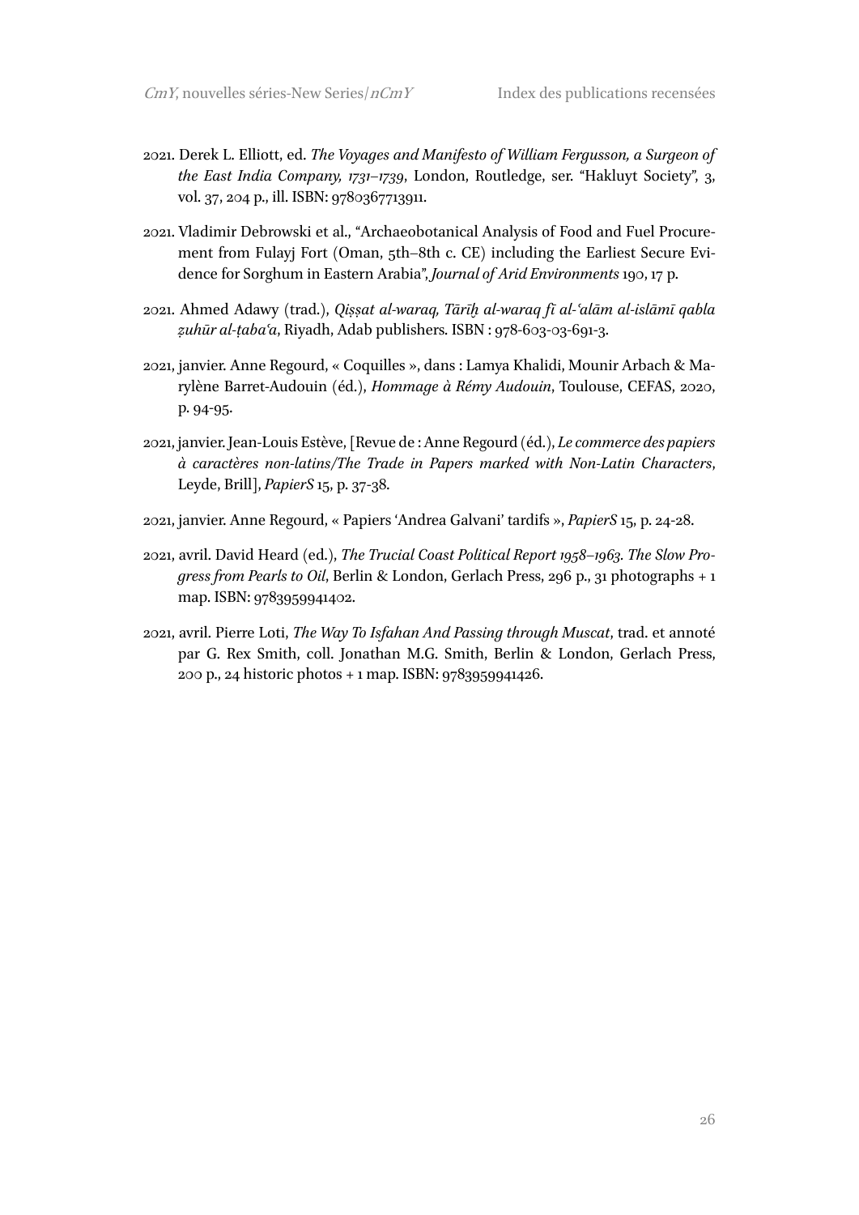2021. Derek L. Elliott, ed. *The Voyages and Manifesto of William Fergusson, a Surgeon of the East India Company, 1731–1739*, London, Routledge, ser. "Hakluyt Society", 3, vol. 37, 204 p., ill. ISBN: 9780367713911.

2021. Vladimir Debrowski et al., "Archaeobotanical Analysis of Food and Fuel Procurement from Fulayj Fort (Oman, 5th–8th c. CE) including the Earliest Secure Evidence for Sorghum in Eastern Arabia", *Journal of Arid Environments* 190, 17 p.

2021. Ahmed Adawy (trad.), *Qiṣṣat al-waraq, Tārīḫ al-waraq fī al-ʿalām al-islāmī qabla ẓuhūr al-ṭabaʿa*, Riyadh, Adab publishers. ISBN : 978-603-03-691-3.

2021, janvier. Anne Regourd, « Coquilles », dans : Lamya Khalidi, Mounir Arbach & Marylène Barret-Audouin (éd.), *Hommage à Rémy Audouin*, Toulouse, CEFAS, 2020, p. 94-95.

2021, janvier. Jean-Louis Estève, [Revue de : Anne Regourd (éd.), *Le commerce des papiers à caractères non-latins/The Trade in Papers marked with Non-Latin Characters*, Leyde, Brill], *PapierS* 15, p. 37-38.

2021, janvier. Anne Regourd, « Papiers 'Andrea Galvani' tardifs », *PapierS* 15, p. 24-28.

2021, avril. David Heard (ed.), *The Trucial Coast Political Report 1958–1963. The Slow Progress from Pearls to Oil*, Berlin & London, Gerlach Press, 296 p., 31 photographs + 1 map. ISBN: 9783959941402.

2021, avril. Pierre Loti, *The Way To Isfahan And Passing through Muscat*, trad. et annoté par G. Rex Smith, coll. Jonathan M.G. Smith, Berlin & London, Gerlach Press, 200 p., 24 historic photos + 1 map. ISBN: 9783959941426.